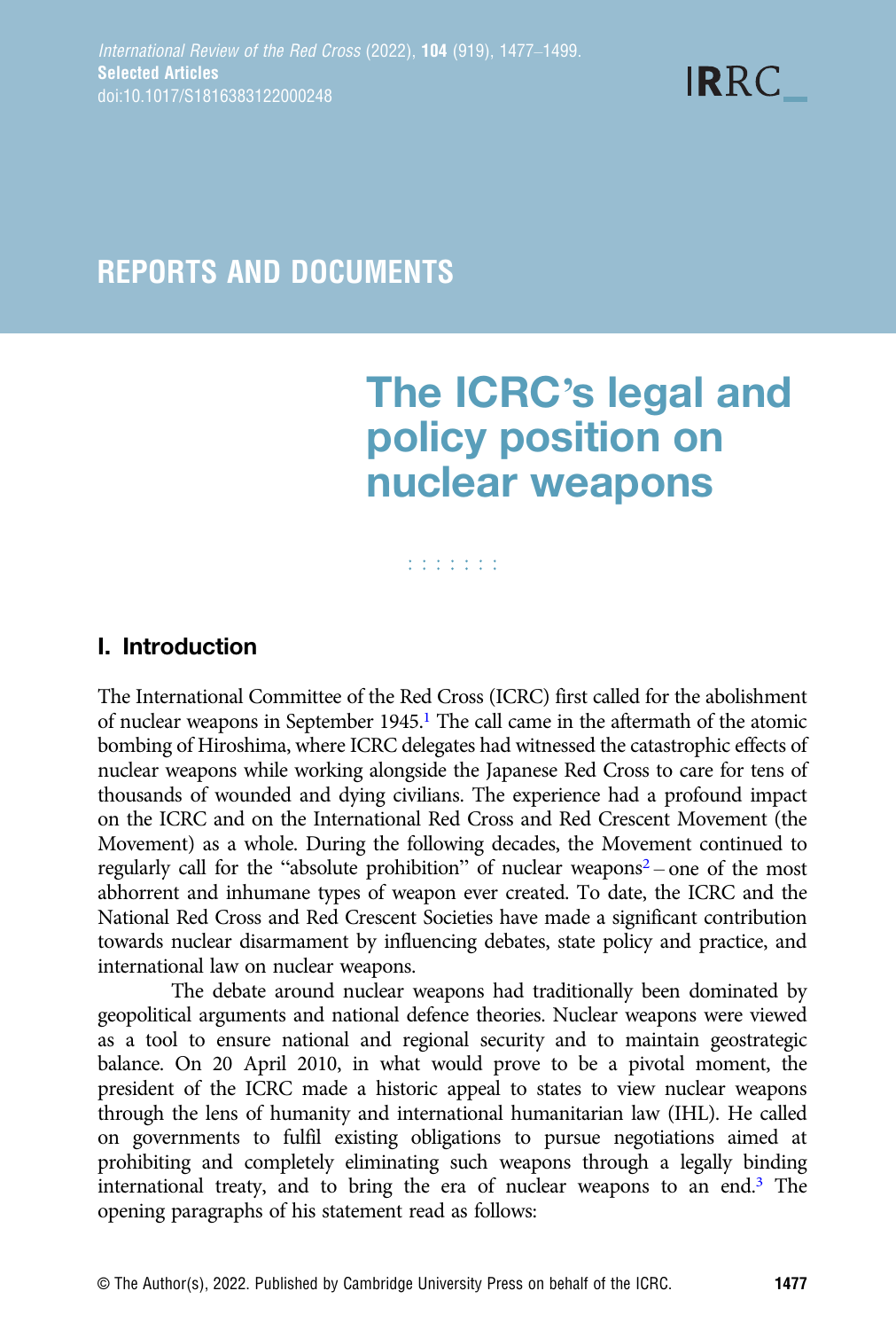REPORTS AND DOCUMENTS

# The ICRC's legal and policy position on nuclear weapons

## I. Introduction

The International Committee of the Red Cross (ICRC) first called for the abolishment of nuclear weapons in September 1945.[1] The call came in the aftermath of the atomic bombing of Hiroshima, where ICRC delegates had witnessed the catastrophic effects of nuclear weapons while working alongside the Japanese Red Cross to care for tens of thousands of wounded and dying civilians. The experience had a profound impact on the ICRC and on the International Red Cross and Red Crescent Movement (the Movement) as a whole. During the following decades, the Movement continued to regularly call for the "absolute prohibition" of nuclear weapons[2] – one of the most abhorrent and inhumane types of weapon ever created. To date, the ICRC and the National Red Cross and Red Crescent Societies have made a significant contribution towards nuclear disarmament by influencing debates, state policy and practice, and international law on nuclear weapons.

The debate around nuclear weapons had traditionally been dominated by geopolitical arguments and national defence theories. Nuclear weapons were viewed as a tool to ensure national and regional security and to maintain geostrategic balance. On 20 April 2010, in what would prove to be a pivotal moment, the president of the ICRC made a historic appeal to states to view nuclear weapons through the lens of humanity and international humanitarian law (IHL). He called on governments to fulfil existing obligations to pursue negotiations aimed at prohibiting and completely eliminating such weapons through a legally binding international treaty, and to bring the era of nuclear weapons to an end.[3] The opening paragraphs of his statement read as follows:

© The Author(s), 2022. Published by Cambridge University Press on behalf of the ICRC.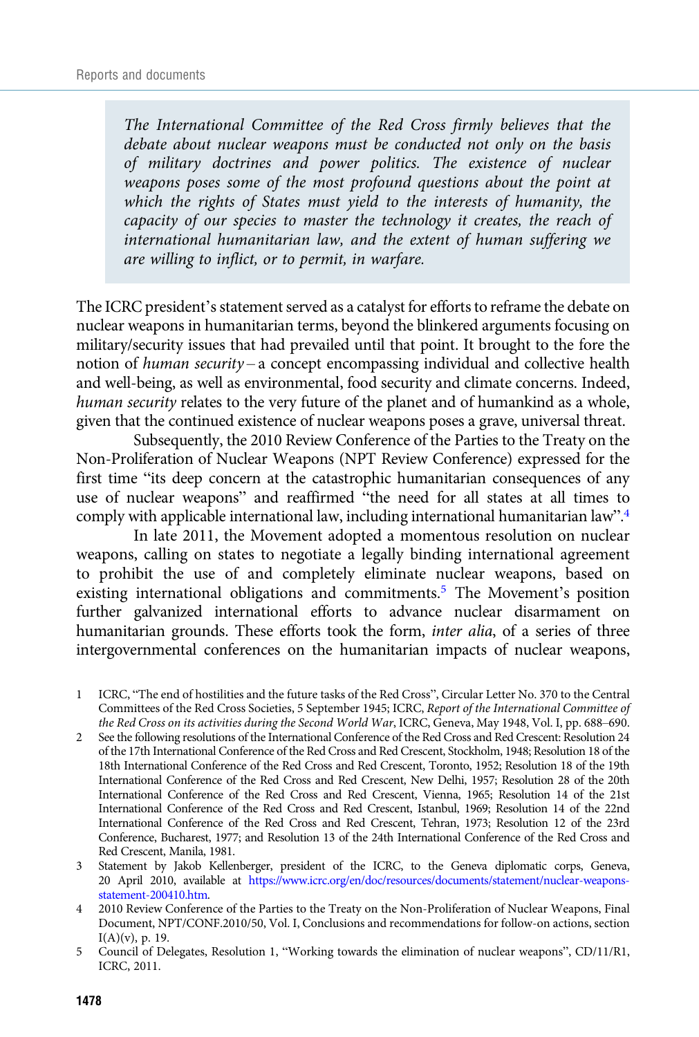> *The International Committee of the Red Cross firmly believes that the debate about nuclear weapons must be conducted not only on the basis of military doctrines and power politics. The existence of nuclear weapons poses some of the most profound questions about the point at which the rights of States must yield to the interests of humanity, the capacity of our species to master the technology it creates, the reach of international humanitarian law, and the extent of human suffering we are willing to inflict, or to permit, in warfare.*

The ICRC president's statement served as a catalyst for efforts to reframe the debate on nuclear weapons in humanitarian terms, beyond the blinkered arguments focusing on military/security issues that had prevailed until that point. It brought to the fore the notion of *human security* – a concept encompassing individual and collective health and well-being, as well as environmental, food security and climate concerns. Indeed, *human security* relates to the very future of the planet and of humankind as a whole, given that the continued existence of nuclear weapons poses a grave, universal threat.

Subsequently, the 2010 Review Conference of the Parties to the Treaty on the Non-Proliferation of Nuclear Weapons (NPT Review Conference) expressed for the first time "its deep concern at the catastrophic humanitarian consequences of any use of nuclear weapons" and reaffirmed "the need for all states at all times to comply with applicable international law, including international humanitarian law".[4]

In late 2011, the Movement adopted a momentous resolution on nuclear weapons, calling on states to negotiate a legally binding international agreement to prohibit the use of and completely eliminate nuclear weapons, based on existing international obligations and commitments.[5] The Movement's position further galvanized international efforts to advance nuclear disarmament on humanitarian grounds. These efforts took the form, *inter alia*, of a series of three intergovernmental conferences on the humanitarian impacts of nuclear weapons,

1 ICRC, "The end of hostilities and the future tasks of the Red Cross", Circular Letter No. 370 to the Central Committees of the Red Cross Societies, 5 September 1945; ICRC, *Report of the International Committee of the Red Cross on its activities during the Second World War*, ICRC, Geneva, May 1948, Vol. I, pp. 688–690.

2 See the following resolutions of the International Conference of the Red Cross and Red Crescent: Resolution 24 of the 17th International Conference of the Red Cross and Red Crescent, Stockholm, 1948; Resolution 18 of the 18th International Conference of the Red Cross and Red Crescent, Toronto, 1952; Resolution 18 of the 19th International Conference of the Red Cross and Red Crescent, New Delhi, 1957; Resolution 28 of the 20th International Conference of the Red Cross and Red Crescent, Vienna, 1965; Resolution 14 of the 21st International Conference of the Red Cross and Red Crescent, Istanbul, 1969; Resolution 14 of the 22nd International Conference of the Red Cross and Red Crescent, Tehran, 1973; Resolution 12 of the 23rd Conference, Bucharest, 1977; and Resolution 13 of the 24th International Conference of the Red Cross and Red Crescent, Manila, 1981.

3 Statement by Jakob Kellenberger, president of the ICRC, to the Geneva diplomatic corps, Geneva, 20 April 2010, available at https://www.icrc.org/en/doc/resources/documents/statement/nuclear-weapons-statement-200410.htm.

4 2010 Review Conference of the Parties to the Treaty on the Non-Proliferation of Nuclear Weapons, Final Document, NPT/CONF.2010/50, Vol. I, Conclusions and recommendations for follow-on actions, section I(A)(v), p. 19.

5 Council of Delegates, Resolution 1, "Working towards the elimination of nuclear weapons", CD/11/R1, ICRC, 2011.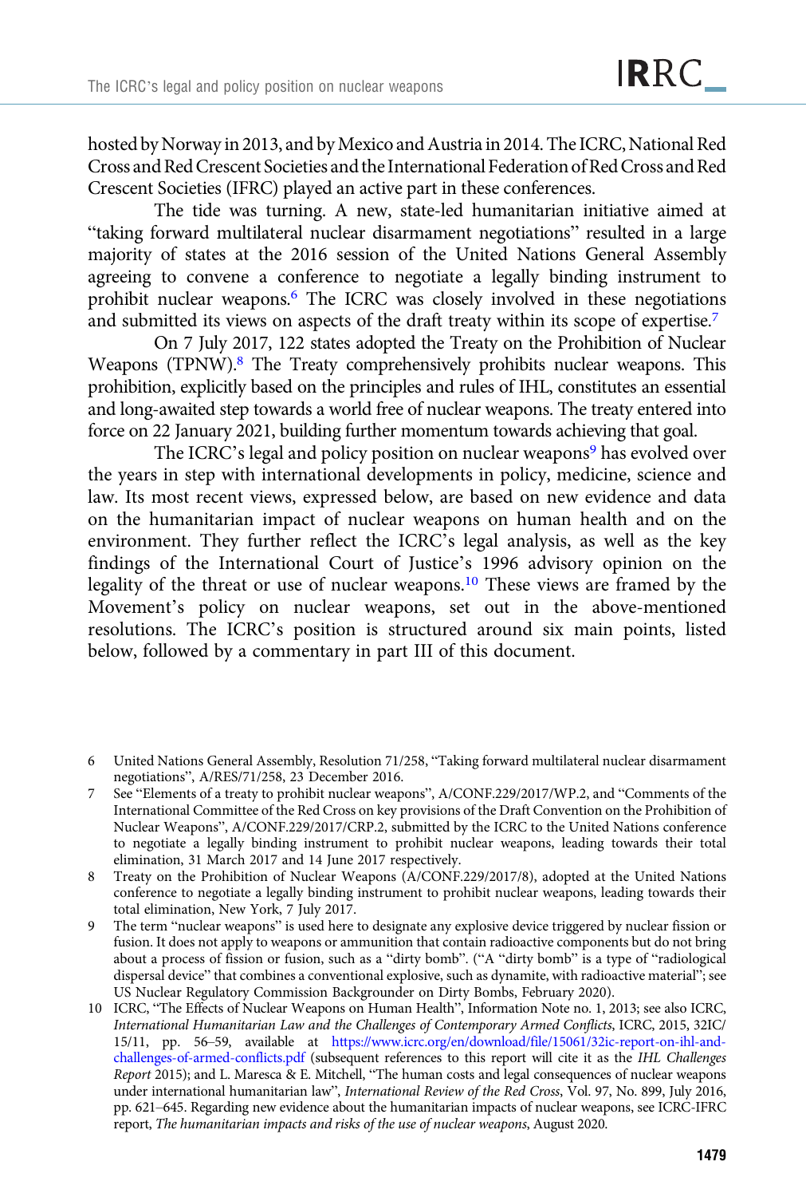hosted by Norway in 2013, and by Mexico and Austria in 2014. The ICRC, National Red Cross and Red Crescent Societies and the International Federation of Red Cross and Red Crescent Societies (IFRC) played an active part in these conferences.

The tide was turning. A new, state-led humanitarian initiative aimed at "taking forward multilateral nuclear disarmament negotiations" resulted in a large majority of states at the 2016 session of the United Nations General Assembly agreeing to convene a conference to negotiate a legally binding instrument to prohibit nuclear weapons.[6] The ICRC was closely involved in these negotiations and submitted its views on aspects of the draft treaty within its scope of expertise.[7]

On 7 July 2017, 122 states adopted the Treaty on the Prohibition of Nuclear Weapons (TPNW).[8] The Treaty comprehensively prohibits nuclear weapons. This prohibition, explicitly based on the principles and rules of IHL, constitutes an essential and long-awaited step towards a world free of nuclear weapons. The treaty entered into force on 22 January 2021, building further momentum towards achieving that goal.

The ICRC's legal and policy position on nuclear weapons[9] has evolved over the years in step with international developments in policy, medicine, science and law. Its most recent views, expressed below, are based on new evidence and data on the humanitarian impact of nuclear weapons on human health and on the environment. They further reflect the ICRC's legal analysis, as well as the key findings of the International Court of Justice's 1996 advisory opinion on the legality of the threat or use of nuclear weapons.[10] These views are framed by the Movement's policy on nuclear weapons, set out in the above-mentioned resolutions. The ICRC's position is structured around six main points, listed below, followed by a commentary in part III of this document.

6 United Nations General Assembly, Resolution 71/258, "Taking forward multilateral nuclear disarmament negotiations", A/RES/71/258, 23 December 2016.

7 See "Elements of a treaty to prohibit nuclear weapons", A/CONF.229/2017/WP.2, and "Comments of the International Committee of the Red Cross on key provisions of the Draft Convention on the Prohibition of Nuclear Weapons", A/CONF.229/2017/CRP.2, submitted by the ICRC to the United Nations conference to negotiate a legally binding instrument to prohibit nuclear weapons, leading towards their total elimination, 31 March 2017 and 14 June 2017 respectively.

8 Treaty on the Prohibition of Nuclear Weapons (A/CONF.229/2017/8), adopted at the United Nations conference to negotiate a legally binding instrument to prohibit nuclear weapons, leading towards their total elimination, New York, 7 July 2017.

9 The term "nuclear weapons" is used here to designate any explosive device triggered by nuclear fission or fusion. It does not apply to weapons or ammunition that contain radioactive components but do not bring about a process of fission or fusion, such as a "dirty bomb". ("A "dirty bomb" is a type of "radiological dispersal device" that combines a conventional explosive, such as dynamite, with radioactive material"; see US Nuclear Regulatory Commission Backgrounder on Dirty Bombs, February 2020).

10 ICRC, "The Effects of Nuclear Weapons on Human Health", Information Note no. 1, 2013; see also ICRC, *International Humanitarian Law and the Challenges of Contemporary Armed Conflicts*, ICRC, 2015, 32IC/15/11, pp. 56–59, available at https://www.icrc.org/en/download/file/15061/32ic-report-on-ihl-and-challenges-of-armed-conflicts.pdf (subsequent references to this report will cite it as the *IHL Challenges Report* 2015); and L. Maresca & E. Mitchell, "The human costs and legal consequences of nuclear weapons under international humanitarian law", *International Review of the Red Cross*, Vol. 97, No. 899, July 2016, pp. 621–645. Regarding new evidence about the humanitarian impacts of nuclear weapons, see ICRC-IFRC report, *The humanitarian impacts and risks of the use of nuclear weapons*, August 2020.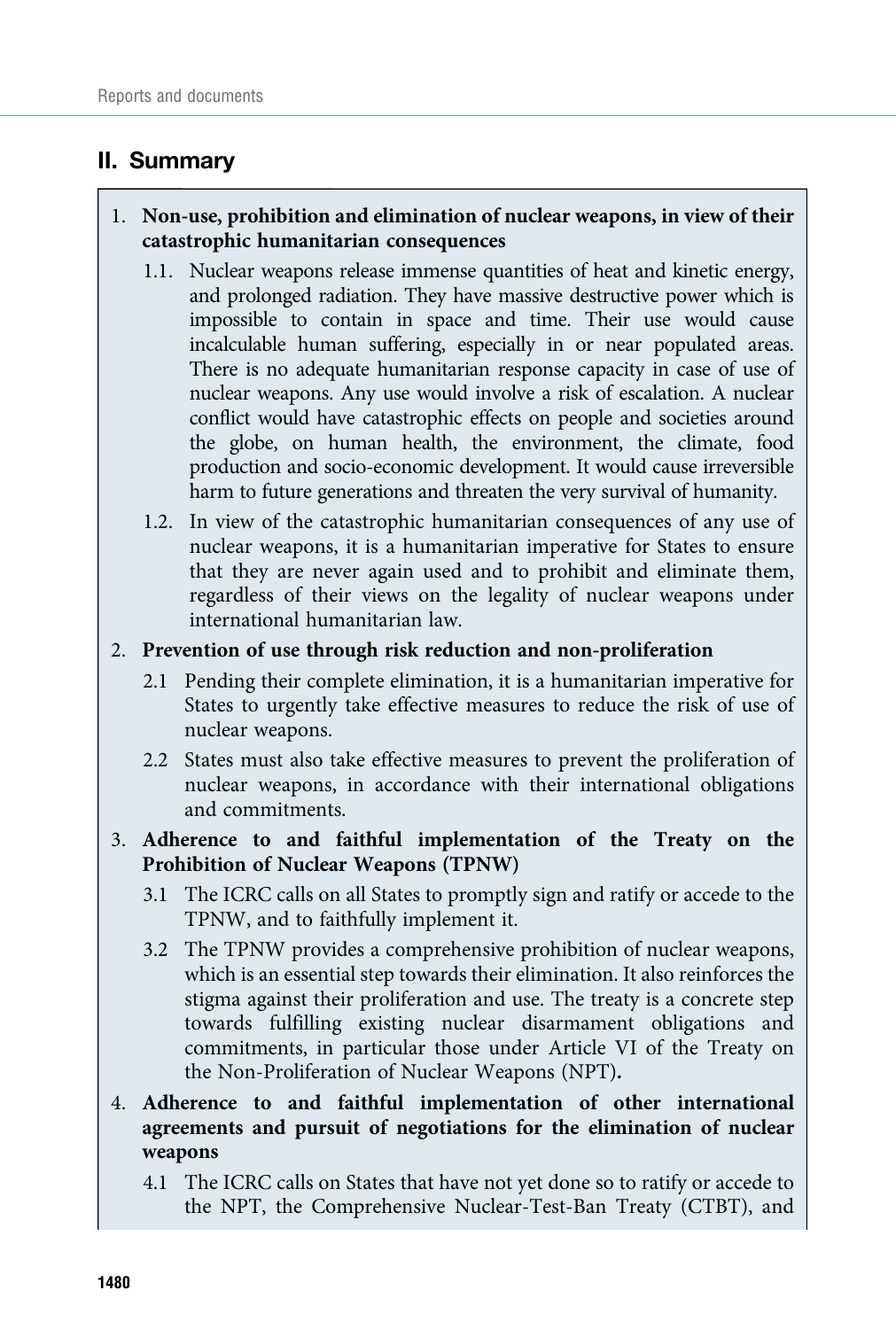## II. Summary

1. **Non-use, prohibition and elimination of nuclear weapons, in view of their catastrophic humanitarian consequences**
   - 1.1. Nuclear weapons release immense quantities of heat and kinetic energy, and prolonged radiation. They have massive destructive power which is impossible to contain in space and time. Their use would cause incalculable human suffering, especially in or near populated areas. There is no adequate humanitarian response capacity in case of use of nuclear weapons. Any use would involve a risk of escalation. A nuclear conflict would have catastrophic effects on people and societies around the globe, on human health, the environment, the climate, food production and socio-economic development. It would cause irreversible harm to future generations and threaten the very survival of humanity.
   - 1.2. In view of the catastrophic humanitarian consequences of any use of nuclear weapons, it is a humanitarian imperative for States to ensure that they are never again used and to prohibit and eliminate them, regardless of their views on the legality of nuclear weapons under international humanitarian law.

2. **Prevention of use through risk reduction and non-proliferation**
   - 2.1 Pending their complete elimination, it is a humanitarian imperative for States to urgently take effective measures to reduce the risk of use of nuclear weapons.
   - 2.2 States must also take effective measures to prevent the proliferation of nuclear weapons, in accordance with their international obligations and commitments.

3. **Adherence to and faithful implementation of the Treaty on the Prohibition of Nuclear Weapons (TPNW)**
   - 3.1 The ICRC calls on all States to promptly sign and ratify or accede to the TPNW, and to faithfully implement it.
   - 3.2 The TPNW provides a comprehensive prohibition of nuclear weapons, which is an essential step towards their elimination. It also reinforces the stigma against their proliferation and use. The treaty is a concrete step towards fulfilling existing nuclear disarmament obligations and commitments, in particular those under Article VI of the Treaty on the Non-Proliferation of Nuclear Weapons (NPT).

4. **Adherence to and faithful implementation of other international agreements and pursuit of negotiations for the elimination of nuclear weapons**
   - 4.1 The ICRC calls on States that have not yet done so to ratify or accede to the NPT, the Comprehensive Nuclear-Test-Ban Treaty (CTBT), and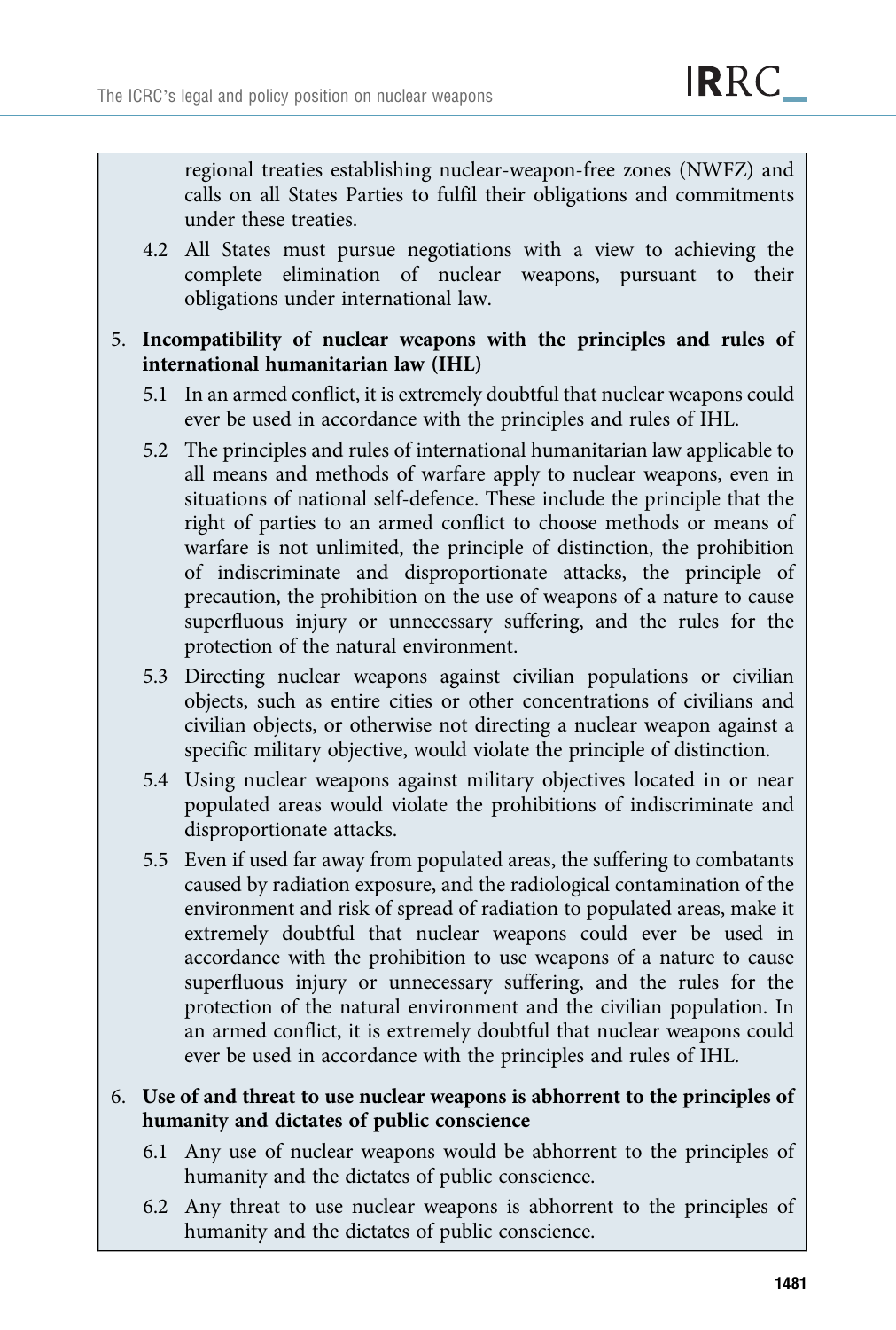regional treaties establishing nuclear-weapon-free zones (NWFZ) and calls on all States Parties to fulfil their obligations and commitments under these treaties.

4.2 All States must pursue negotiations with a view to achieving the complete elimination of nuclear weapons, pursuant to their obligations under international law.

5. **Incompatibility of nuclear weapons with the principles and rules of international humanitarian law (IHL)**

   5.1 In an armed conflict, it is extremely doubtful that nuclear weapons could ever be used in accordance with the principles and rules of IHL.

   5.2 The principles and rules of international humanitarian law applicable to all means and methods of warfare apply to nuclear weapons, even in situations of national self-defence. These include the principle that the right of parties to an armed conflict to choose methods or means of warfare is not unlimited, the principle of distinction, the prohibition of indiscriminate and disproportionate attacks, the principle of precaution, the prohibition on the use of weapons of a nature to cause superfluous injury or unnecessary suffering, and the rules for the protection of the natural environment.

   5.3 Directing nuclear weapons against civilian populations or civilian objects, such as entire cities or other concentrations of civilians and civilian objects, or otherwise not directing a nuclear weapon against a specific military objective, would violate the principle of distinction.

   5.4 Using nuclear weapons against military objectives located in or near populated areas would violate the prohibitions of indiscriminate and disproportionate attacks.

   5.5 Even if used far away from populated areas, the suffering to combatants caused by radiation exposure, and the radiological contamination of the environment and risk of spread of radiation to populated areas, make it extremely doubtful that nuclear weapons could ever be used in accordance with the prohibition to use weapons of a nature to cause superfluous injury or unnecessary suffering, and the rules for the protection of the natural environment and the civilian population. In an armed conflict, it is extremely doubtful that nuclear weapons could ever be used in accordance with the principles and rules of IHL.

6. **Use of and threat to use nuclear weapons is abhorrent to the principles of humanity and dictates of public conscience**

   6.1 Any use of nuclear weapons would be abhorrent to the principles of humanity and the dictates of public conscience.

   6.2 Any threat to use nuclear weapons is abhorrent to the principles of humanity and the dictates of public conscience.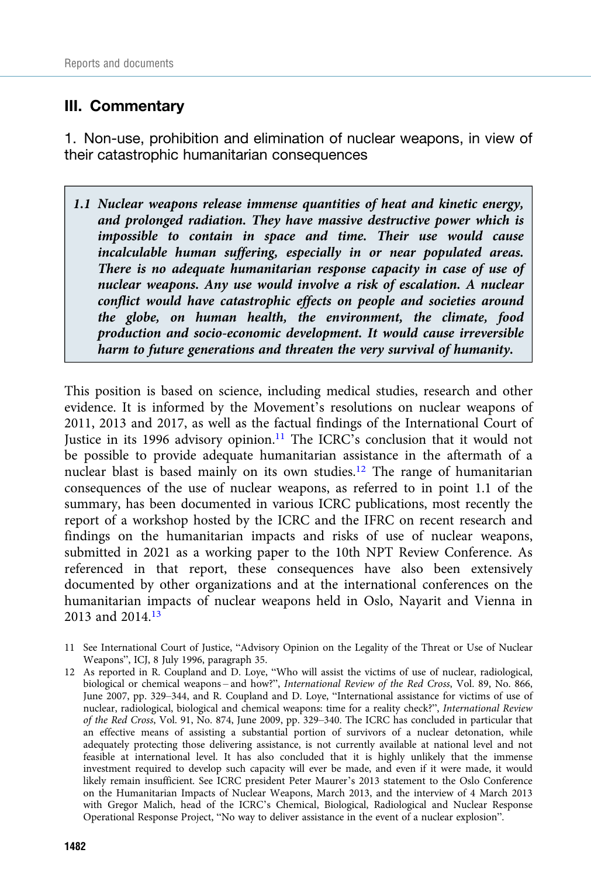## III. Commentary

### 1. Non-use, prohibition and elimination of nuclear weapons, in view of their catastrophic humanitarian consequences

> ***1.1 Nuclear weapons release immense quantities of heat and kinetic energy, and prolonged radiation. They have massive destructive power which is impossible to contain in space and time. Their use would cause incalculable human suffering, especially in or near populated areas. There is no adequate humanitarian response capacity in case of use of nuclear weapons. Any use would involve a risk of escalation. A nuclear conflict would have catastrophic effects on people and societies around the globe, on human health, the environment, the climate, food production and socio-economic development. It would cause irreversible harm to future generations and threaten the very survival of humanity.***

This position is based on science, including medical studies, research and other evidence. It is informed by the Movement's resolutions on nuclear weapons of 2011, 2013 and 2017, as well as the factual findings of the International Court of Justice in its 1996 advisory opinion.[11] The ICRC's conclusion that it would not be possible to provide adequate humanitarian assistance in the aftermath of a nuclear blast is based mainly on its own studies.[12] The range of humanitarian consequences of the use of nuclear weapons, as referred to in point 1.1 of the summary, has been documented in various ICRC publications, most recently the report of a workshop hosted by the ICRC and the IFRC on recent research and findings on the humanitarian impacts and risks of use of nuclear weapons, submitted in 2021 as a working paper to the 10th NPT Review Conference. As referenced in that report, these consequences have also been extensively documented by other organizations and at the international conferences on the humanitarian impacts of nuclear weapons held in Oslo, Nayarit and Vienna in 2013 and 2014.[13]

11 See International Court of Justice, "Advisory Opinion on the Legality of the Threat or Use of Nuclear Weapons", ICJ, 8 July 1996, paragraph 35.

12 As reported in R. Coupland and D. Loye, "Who will assist the victims of use of nuclear, radiological, biological or chemical weapons – and how?", *International Review of the Red Cross*, Vol. 89, No. 866, June 2007, pp. 329–344, and R. Coupland and D. Loye, "International assistance for victims of use of nuclear, radiological, biological and chemical weapons: time for a reality check?", *International Review of the Red Cross*, Vol. 91, No. 874, June 2009, pp. 329–340. The ICRC has concluded in particular that an effective means of assisting a substantial portion of survivors of a nuclear detonation, while adequately protecting those delivering assistance, is not currently available at national level and not feasible at international level. It has also concluded that it is highly unlikely that the immense investment required to develop such capacity will ever be made, and even if it were made, it would likely remain insufficient. See ICRC president Peter Maurer's 2013 statement to the Oslo Conference on the Humanitarian Impacts of Nuclear Weapons, March 2013, and the interview of 4 March 2013 with Gregor Malich, head of the ICRC's Chemical, Biological, Radiological and Nuclear Response Operational Response Project, "No way to deliver assistance in the event of a nuclear explosion".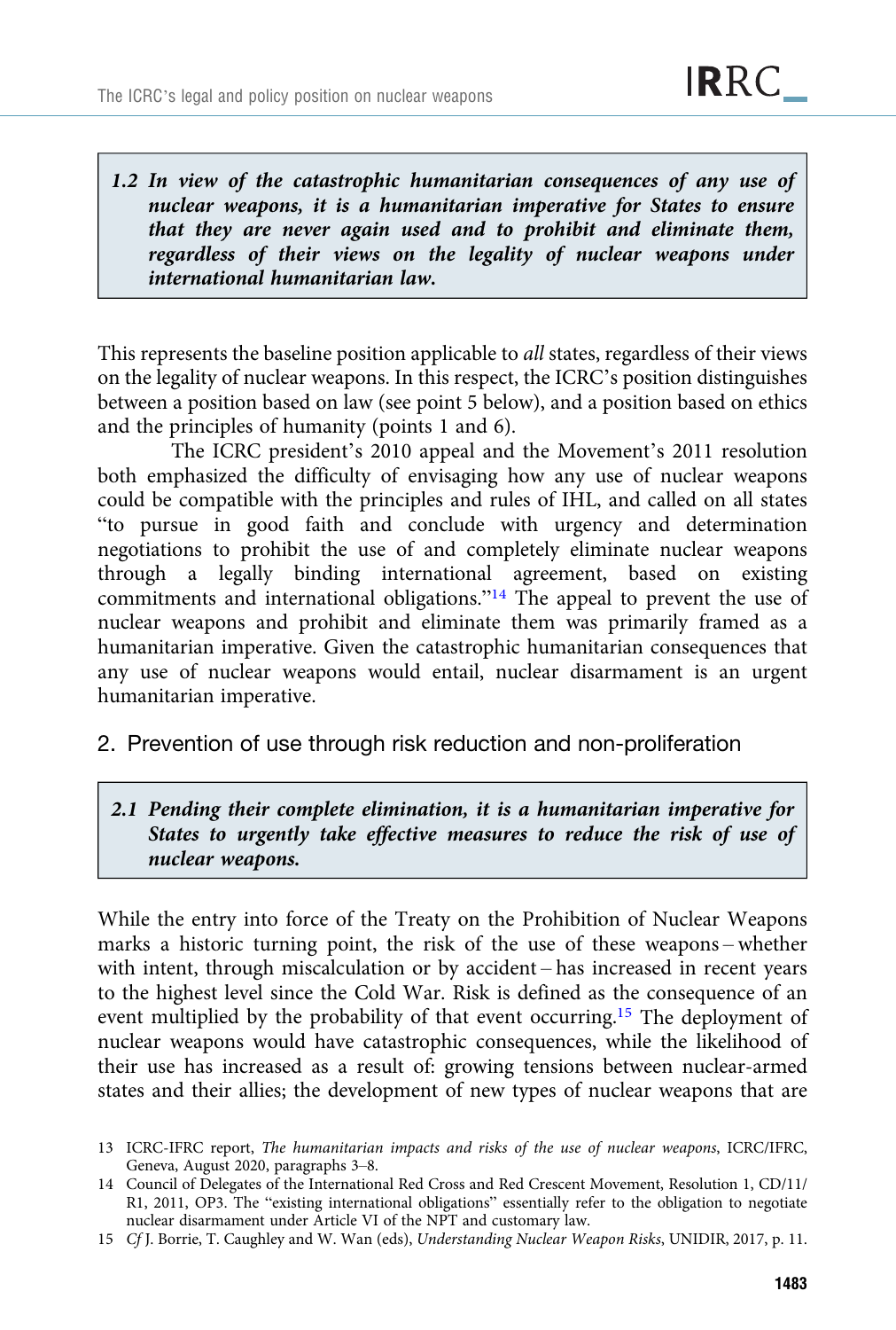> ***1.2 In view of the catastrophic humanitarian consequences of any use of nuclear weapons, it is a humanitarian imperative for States to ensure that they are never again used and to prohibit and eliminate them, regardless of their views on the legality of nuclear weapons under international humanitarian law.***

This represents the baseline position applicable to *all* states, regardless of their views on the legality of nuclear weapons. In this respect, the ICRC's position distinguishes between a position based on law (see point 5 below), and a position based on ethics and the principles of humanity (points 1 and 6).

The ICRC president's 2010 appeal and the Movement's 2011 resolution both emphasized the difficulty of envisaging how any use of nuclear weapons could be compatible with the principles and rules of IHL, and called on all states "to pursue in good faith and conclude with urgency and determination negotiations to prohibit the use of and completely eliminate nuclear weapons through a legally binding international agreement, based on existing commitments and international obligations."[14] The appeal to prevent the use of nuclear weapons and prohibit and eliminate them was primarily framed as a humanitarian imperative. Given the catastrophic humanitarian consequences that any use of nuclear weapons would entail, nuclear disarmament is an urgent humanitarian imperative.

## 2. Prevention of use through risk reduction and non-proliferation

> ***2.1 Pending their complete elimination, it is a humanitarian imperative for States to urgently take effective measures to reduce the risk of use of nuclear weapons.***

While the entry into force of the Treaty on the Prohibition of Nuclear Weapons marks a historic turning point, the risk of the use of these weapons – whether with intent, through miscalculation or by accident – has increased in recent years to the highest level since the Cold War. Risk is defined as the consequence of an event multiplied by the probability of that event occurring.[15] The deployment of nuclear weapons would have catastrophic consequences, while the likelihood of their use has increased as a result of: growing tensions between nuclear-armed states and their allies; the development of new types of nuclear weapons that are

---

13 ICRC-IFRC report, *The humanitarian impacts and risks of the use of nuclear weapons*, ICRC/IFRC, Geneva, August 2020, paragraphs 3–8.

14 Council of Delegates of the International Red Cross and Red Crescent Movement, Resolution 1, CD/11/R1, 2011, OP3. The "existing international obligations" essentially refer to the obligation to negotiate nuclear disarmament under Article VI of the NPT and customary law.

15 *Cf* J. Borrie, T. Caughley and W. Wan (eds), *Understanding Nuclear Weapon Risks*, UNIDIR, 2017, p. 11.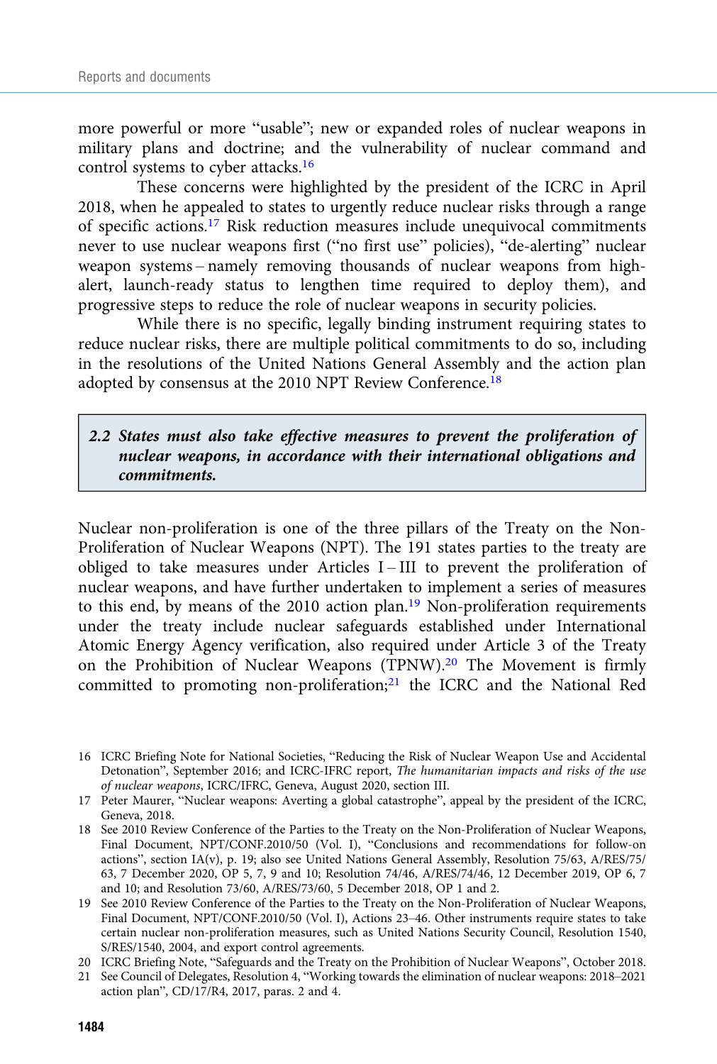more powerful or more "usable"; new or expanded roles of nuclear weapons in military plans and doctrine; and the vulnerability of nuclear command and control systems to cyber attacks.[16]

These concerns were highlighted by the president of the ICRC in April 2018, when he appealed to states to urgently reduce nuclear risks through a range of specific actions.[17] Risk reduction measures include unequivocal commitments never to use nuclear weapons first ("no first use" policies), "de-alerting" nuclear weapon systems – namely removing thousands of nuclear weapons from high-alert, launch-ready status to lengthen time required to deploy them), and progressive steps to reduce the role of nuclear weapons in security policies.

While there is no specific, legally binding instrument requiring states to reduce nuclear risks, there are multiple political commitments to do so, including in the resolutions of the United Nations General Assembly and the action plan adopted by consensus at the 2010 NPT Review Conference.[18]

> ***2.2 States must also take effective measures to prevent the proliferation of nuclear weapons, in accordance with their international obligations and commitments.***

Nuclear non-proliferation is one of the three pillars of the Treaty on the Non-Proliferation of Nuclear Weapons (NPT). The 191 states parties to the treaty are obliged to take measures under Articles I – III to prevent the proliferation of nuclear weapons, and have further undertaken to implement a series of measures to this end, by means of the 2010 action plan.[19] Non-proliferation requirements under the treaty include nuclear safeguards established under International Atomic Energy Agency verification, also required under Article 3 of the Treaty on the Prohibition of Nuclear Weapons (TPNW).[20] The Movement is firmly committed to promoting non-proliferation;[21] the ICRC and the National Red

16 ICRC Briefing Note for National Societies, "Reducing the Risk of Nuclear Weapon Use and Accidental Detonation", September 2016; and ICRC-IFRC report, *The humanitarian impacts and risks of the use of nuclear weapons*, ICRC/IFRC, Geneva, August 2020, section III.

17 Peter Maurer, "Nuclear weapons: Averting a global catastrophe", appeal by the president of the ICRC, Geneva, 2018.

18 See 2010 Review Conference of the Parties to the Treaty on the Non-Proliferation of Nuclear Weapons, Final Document, NPT/CONF.2010/50 (Vol. I), "Conclusions and recommendations for follow-on actions", section IA(v), p. 19; also see United Nations General Assembly, Resolution 75/63, A/RES/75/63, 7 December 2020, OP 5, 7, 9 and 10; Resolution 74/46, A/RES/74/46, 12 December 2019, OP 6, 7 and 10; and Resolution 73/60, A/RES/73/60, 5 December 2018, OP 1 and 2.

19 See 2010 Review Conference of the Parties to the Treaty on the Non-Proliferation of Nuclear Weapons, Final Document, NPT/CONF.2010/50 (Vol. I), Actions 23–46. Other instruments require states to take certain nuclear non-proliferation measures, such as United Nations Security Council, Resolution 1540, S/RES/1540, 2004, and export control agreements.

20 ICRC Briefing Note, "Safeguards and the Treaty on the Prohibition of Nuclear Weapons", October 2018.

21 See Council of Delegates, Resolution 4, "Working towards the elimination of nuclear weapons: 2018–2021 action plan", CD/17/R4, 2017, paras. 2 and 4.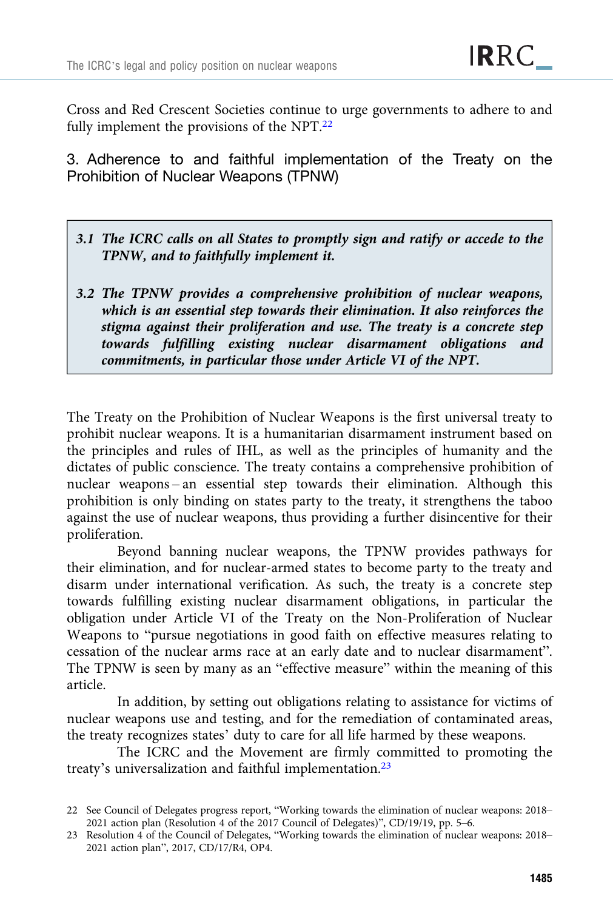Cross and Red Crescent Societies continue to urge governments to adhere to and fully implement the provisions of the NPT.[22]

## 3. Adherence to and faithful implementation of the Treaty on the Prohibition of Nuclear Weapons (TPNW)

> ***3.1 The ICRC calls on all States to promptly sign and ratify or accede to the TPNW, and to faithfully implement it.***
>
> ***3.2 The TPNW provides a comprehensive prohibition of nuclear weapons, which is an essential step towards their elimination. It also reinforces the stigma against their proliferation and use. The treaty is a concrete step towards fulfilling existing nuclear disarmament obligations and commitments, in particular those under Article VI of the NPT.***

The Treaty on the Prohibition of Nuclear Weapons is the first universal treaty to prohibit nuclear weapons. It is a humanitarian disarmament instrument based on the principles and rules of IHL, as well as the principles of humanity and the dictates of public conscience. The treaty contains a comprehensive prohibition of nuclear weapons – an essential step towards their elimination. Although this prohibition is only binding on states party to the treaty, it strengthens the taboo against the use of nuclear weapons, thus providing a further disincentive for their proliferation.

Beyond banning nuclear weapons, the TPNW provides pathways for their elimination, and for nuclear-armed states to become party to the treaty and disarm under international verification. As such, the treaty is a concrete step towards fulfilling existing nuclear disarmament obligations, in particular the obligation under Article VI of the Treaty on the Non-Proliferation of Nuclear Weapons to "pursue negotiations in good faith on effective measures relating to cessation of the nuclear arms race at an early date and to nuclear disarmament". The TPNW is seen by many as an "effective measure" within the meaning of this article.

In addition, by setting out obligations relating to assistance for victims of nuclear weapons use and testing, and for the remediation of contaminated areas, the treaty recognizes states' duty to care for all life harmed by these weapons.

The ICRC and the Movement are firmly committed to promoting the treaty's universalization and faithful implementation.[23]

---

22 See Council of Delegates progress report, "Working towards the elimination of nuclear weapons: 2018–2021 action plan (Resolution 4 of the 2017 Council of Delegates)", CD/19/19, pp. 5–6.

23 Resolution 4 of the Council of Delegates, "Working towards the elimination of nuclear weapons: 2018–2021 action plan", 2017, CD/17/R4, OP4.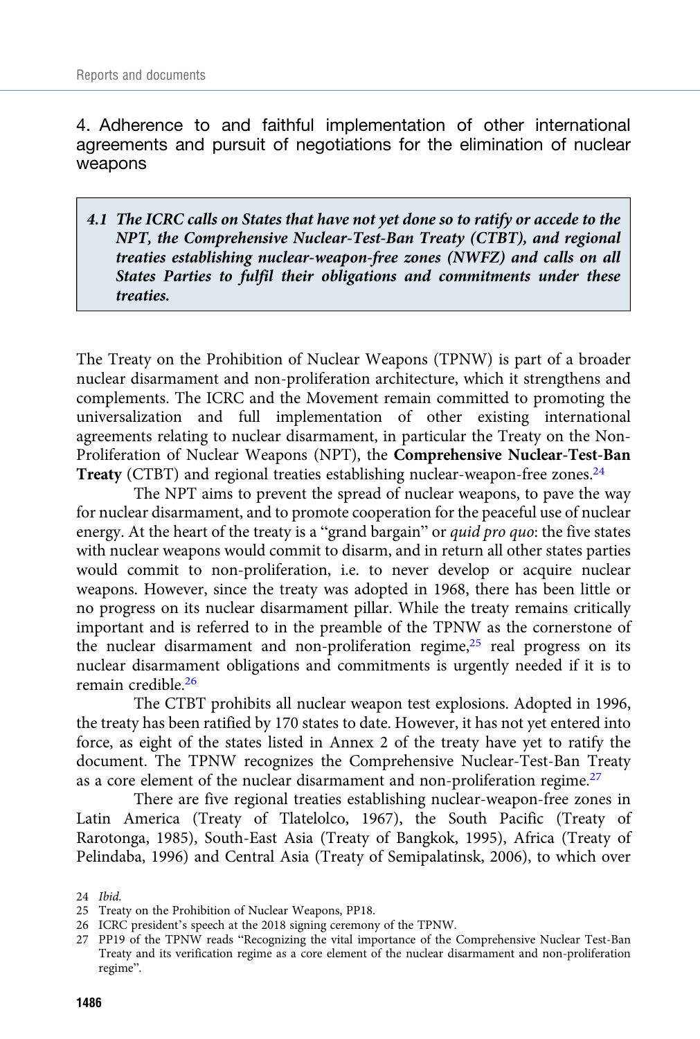## 4. Adherence to and faithful implementation of other international agreements and pursuit of negotiations for the elimination of nuclear weapons

> ***4.1 The ICRC calls on States that have not yet done so to ratify or accede to the NPT, the Comprehensive Nuclear-Test-Ban Treaty (CTBT), and regional treaties establishing nuclear-weapon-free zones (NWFZ) and calls on all States Parties to fulfil their obligations and commitments under these treaties.***

The Treaty on the Prohibition of Nuclear Weapons (TPNW) is part of a broader nuclear disarmament and non-proliferation architecture, which it strengthens and complements. The ICRC and the Movement remain committed to promoting the universalization and full implementation of other existing international agreements relating to nuclear disarmament, in particular the Treaty on the Non-Proliferation of Nuclear Weapons (NPT), the **Comprehensive Nuclear-Test-Ban Treaty** (CTBT) and regional treaties establishing nuclear-weapon-free zones.[24]

The NPT aims to prevent the spread of nuclear weapons, to pave the way for nuclear disarmament, and to promote cooperation for the peaceful use of nuclear energy. At the heart of the treaty is a "grand bargain" or *quid pro quo*: the five states with nuclear weapons would commit to disarm, and in return all other states parties would commit to non-proliferation, i.e. to never develop or acquire nuclear weapons. However, since the treaty was adopted in 1968, there has been little or no progress on its nuclear disarmament pillar. While the treaty remains critically important and is referred to in the preamble of the TPNW as the cornerstone of the nuclear disarmament and non-proliferation regime,[25] real progress on its nuclear disarmament obligations and commitments is urgently needed if it is to remain credible.[26]

The CTBT prohibits all nuclear weapon test explosions. Adopted in 1996, the treaty has been ratified by 170 states to date. However, it has not yet entered into force, as eight of the states listed in Annex 2 of the treaty have yet to ratify the document. The TPNW recognizes the Comprehensive Nuclear-Test-Ban Treaty as a core element of the nuclear disarmament and non-proliferation regime.[27]

There are five regional treaties establishing nuclear-weapon-free zones in Latin America (Treaty of Tlatelolco, 1967), the South Pacific (Treaty of Rarotonga, 1985), South-East Asia (Treaty of Bangkok, 1995), Africa (Treaty of Pelindaba, 1996) and Central Asia (Treaty of Semipalatinsk, 2006), to which over

24 *Ibid.*

25 Treaty on the Prohibition of Nuclear Weapons, PP18.

26 ICRC president's speech at the 2018 signing ceremony of the TPNW.

27 PP19 of the TPNW reads "Recognizing the vital importance of the Comprehensive Nuclear Test-Ban Treaty and its verification regime as a core element of the nuclear disarmament and non-proliferation regime".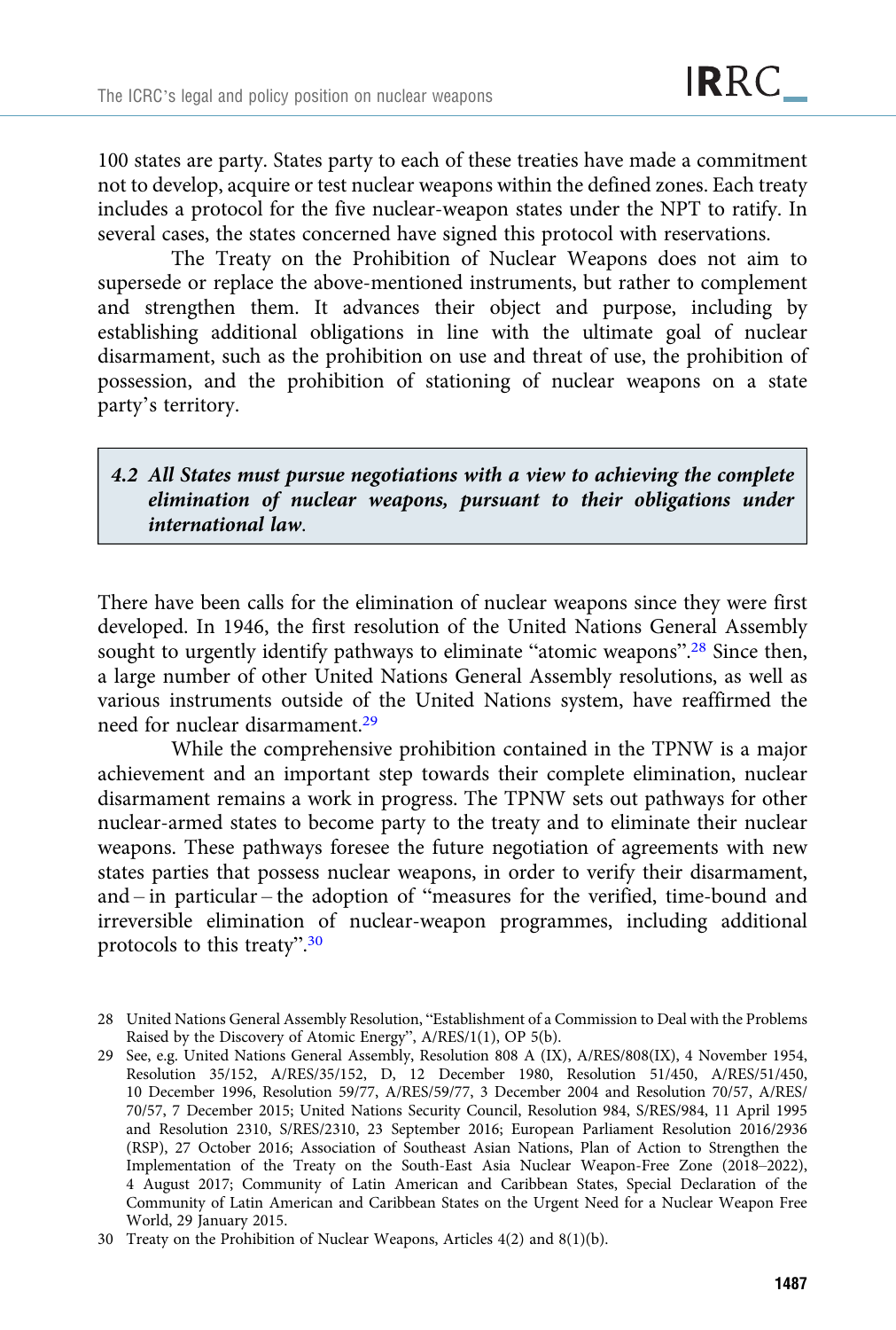100 states are party. States party to each of these treaties have made a commitment not to develop, acquire or test nuclear weapons within the defined zones. Each treaty includes a protocol for the five nuclear-weapon states under the NPT to ratify. In several cases, the states concerned have signed this protocol with reservations.

The Treaty on the Prohibition of Nuclear Weapons does not aim to supersede or replace the above-mentioned instruments, but rather to complement and strengthen them. It advances their object and purpose, including by establishing additional obligations in line with the ultimate goal of nuclear disarmament, such as the prohibition on use and threat of use, the prohibition of possession, and the prohibition of stationing of nuclear weapons on a state party's territory.

> ***4.2 All States must pursue negotiations with a view to achieving the complete elimination of nuclear weapons, pursuant to their obligations under international law.***

There have been calls for the elimination of nuclear weapons since they were first developed. In 1946, the first resolution of the United Nations General Assembly sought to urgently identify pathways to eliminate "atomic weapons".[28] Since then, a large number of other United Nations General Assembly resolutions, as well as various instruments outside of the United Nations system, have reaffirmed the need for nuclear disarmament.[29]

While the comprehensive prohibition contained in the TPNW is a major achievement and an important step towards their complete elimination, nuclear disarmament remains a work in progress. The TPNW sets out pathways for other nuclear-armed states to become party to the treaty and to eliminate their nuclear weapons. These pathways foresee the future negotiation of agreements with new states parties that possess nuclear weapons, in order to verify their disarmament, and – in particular – the adoption of "measures for the verified, time-bound and irreversible elimination of nuclear-weapon programmes, including additional protocols to this treaty".[30]

---

28 United Nations General Assembly Resolution, "Establishment of a Commission to Deal with the Problems Raised by the Discovery of Atomic Energy", A/RES/1(1), OP 5(b).

29 See, e.g. United Nations General Assembly, Resolution 808 A (IX), A/RES/808(IX), 4 November 1954, Resolution 35/152, A/RES/35/152, D, 12 December 1980, Resolution 51/450, A/RES/51/450, 10 December 1996, Resolution 59/77, A/RES/59/77, 3 December 2004 and Resolution 70/57, A/RES/70/57, 7 December 2015; United Nations Security Council, Resolution 984, S/RES/984, 11 April 1995 and Resolution 2310, S/RES/2310, 23 September 2016; European Parliament Resolution 2016/2936 (RSP), 27 October 2016; Association of Southeast Asian Nations, Plan of Action to Strengthen the Implementation of the Treaty on the South-East Asia Nuclear Weapon-Free Zone (2018–2022), 4 August 2017; Community of Latin American and Caribbean States, Special Declaration of the Community of Latin American and Caribbean States on the Urgent Need for a Nuclear Weapon Free World, 29 January 2015.

30 Treaty on the Prohibition of Nuclear Weapons, Articles 4(2) and 8(1)(b).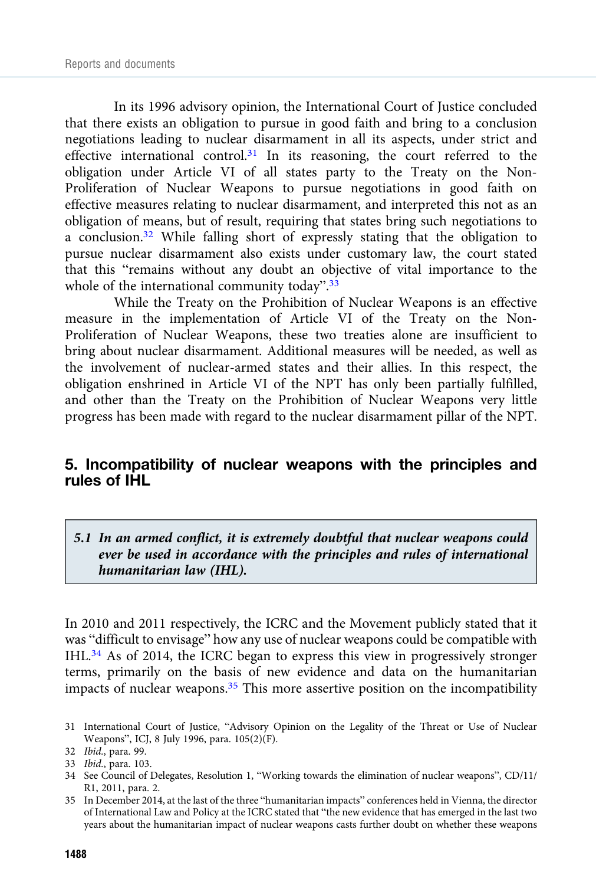In its 1996 advisory opinion, the International Court of Justice concluded that there exists an obligation to pursue in good faith and bring to a conclusion negotiations leading to nuclear disarmament in all its aspects, under strict and effective international control.[31] In its reasoning, the court referred to the obligation under Article VI of all states party to the Treaty on the Non-Proliferation of Nuclear Weapons to pursue negotiations in good faith on effective measures relating to nuclear disarmament, and interpreted this not as an obligation of means, but of result, requiring that states bring such negotiations to a conclusion.[32] While falling short of expressly stating that the obligation to pursue nuclear disarmament also exists under customary law, the court stated that this "remains without any doubt an objective of vital importance to the whole of the international community today".[33]

While the Treaty on the Prohibition of Nuclear Weapons is an effective measure in the implementation of Article VI of the Treaty on the Non-Proliferation of Nuclear Weapons, these two treaties alone are insufficient to bring about nuclear disarmament. Additional measures will be needed, as well as the involvement of nuclear-armed states and their allies. In this respect, the obligation enshrined in Article VI of the NPT has only been partially fulfilled, and other than the Treaty on the Prohibition of Nuclear Weapons very little progress has been made with regard to the nuclear disarmament pillar of the NPT.

## 5. Incompatibility of nuclear weapons with the principles and rules of IHL

> ***5.1 In an armed conflict, it is extremely doubtful that nuclear weapons could ever be used in accordance with the principles and rules of international humanitarian law (IHL).***

In 2010 and 2011 respectively, the ICRC and the Movement publicly stated that it was "difficult to envisage" how any use of nuclear weapons could be compatible with IHL.[34] As of 2014, the ICRC began to express this view in progressively stronger terms, primarily on the basis of new evidence and data on the humanitarian impacts of nuclear weapons.[35] This more assertive position on the incompatibility

31 International Court of Justice, "Advisory Opinion on the Legality of the Threat or Use of Nuclear Weapons", ICJ, 8 July 1996, para. 105(2)(F).

32 *Ibid.*, para. 99.

33 *Ibid.*, para. 103.

34 See Council of Delegates, Resolution 1, "Working towards the elimination of nuclear weapons", CD/11/R1, 2011, para. 2.

35 In December 2014, at the last of the three "humanitarian impacts" conferences held in Vienna, the director of International Law and Policy at the ICRC stated that "the new evidence that has emerged in the last two years about the humanitarian impact of nuclear weapons casts further doubt on whether these weapons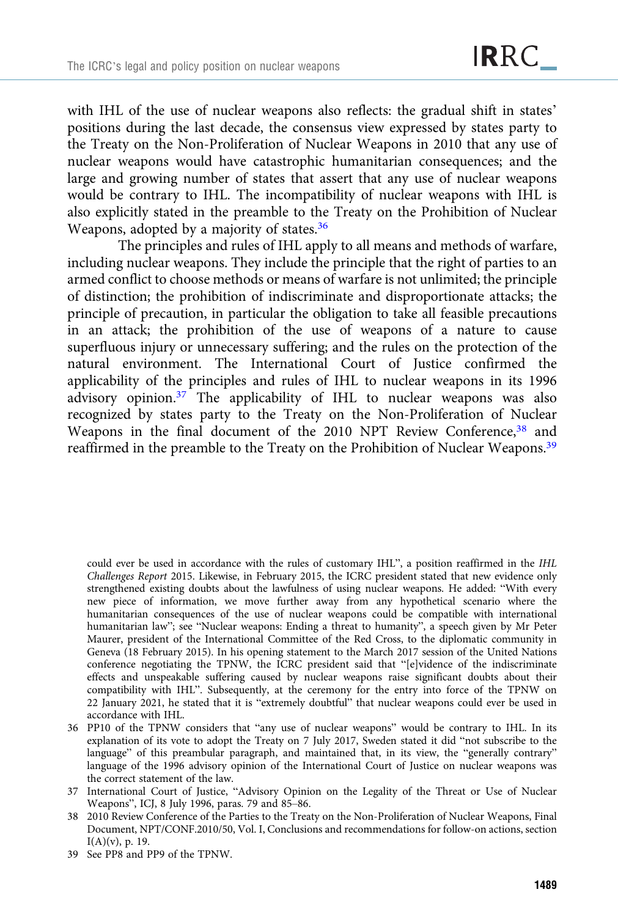with IHL of the use of nuclear weapons also reflects: the gradual shift in states' positions during the last decade, the consensus view expressed by states party to the Treaty on the Non-Proliferation of Nuclear Weapons in 2010 that any use of nuclear weapons would have catastrophic humanitarian consequences; and the large and growing number of states that assert that any use of nuclear weapons would be contrary to IHL. The incompatibility of nuclear weapons with IHL is also explicitly stated in the preamble to the Treaty on the Prohibition of Nuclear Weapons, adopted by a majority of states.[36]

The principles and rules of IHL apply to all means and methods of warfare, including nuclear weapons. They include the principle that the right of parties to an armed conflict to choose methods or means of warfare is not unlimited; the principle of distinction; the prohibition of indiscriminate and disproportionate attacks; the principle of precaution, in particular the obligation to take all feasible precautions in an attack; the prohibition of the use of weapons of a nature to cause superfluous injury or unnecessary suffering; and the rules on the protection of the natural environment. The International Court of Justice confirmed the applicability of the principles and rules of IHL to nuclear weapons in its 1996 advisory opinion.[37] The applicability of IHL to nuclear weapons was also recognized by states party to the Treaty on the Non-Proliferation of Nuclear Weapons in the final document of the 2010 NPT Review Conference,[38] and reaffirmed in the preamble to the Treaty on the Prohibition of Nuclear Weapons.[39]

could ever be used in accordance with the rules of customary IHL", a position reaffirmed in the *IHL Challenges Report* 2015. Likewise, in February 2015, the ICRC president stated that new evidence only strengthened existing doubts about the lawfulness of using nuclear weapons. He added: "With every new piece of information, we move further away from any hypothetical scenario where the humanitarian consequences of the use of nuclear weapons could be compatible with international humanitarian law"; see "Nuclear weapons: Ending a threat to humanity", a speech given by Mr Peter Maurer, president of the International Committee of the Red Cross, to the diplomatic community in Geneva (18 February 2015). In his opening statement to the March 2017 session of the United Nations conference negotiating the TPNW, the ICRC president said that "[e]vidence of the indiscriminate effects and unspeakable suffering caused by nuclear weapons raise significant doubts about their compatibility with IHL". Subsequently, at the ceremony for the entry into force of the TPNW on 22 January 2021, he stated that it is "extremely doubtful" that nuclear weapons could ever be used in accordance with IHL.

36 PP10 of the TPNW considers that "any use of nuclear weapons" would be contrary to IHL. In its explanation of its vote to adopt the Treaty on 7 July 2017, Sweden stated it did "not subscribe to the language" of this preambular paragraph, and maintained that, in its view, the "generally contrary" language of the 1996 advisory opinion of the International Court of Justice on nuclear weapons was the correct statement of the law.

37 International Court of Justice, "Advisory Opinion on the Legality of the Threat or Use of Nuclear Weapons", ICJ, 8 July 1996, paras. 79 and 85–86.

38 2010 Review Conference of the Parties to the Treaty on the Non-Proliferation of Nuclear Weapons, Final Document, NPT/CONF.2010/50, Vol. I, Conclusions and recommendations for follow-on actions, section I(A)(v), p. 19.

39 See PP8 and PP9 of the TPNW.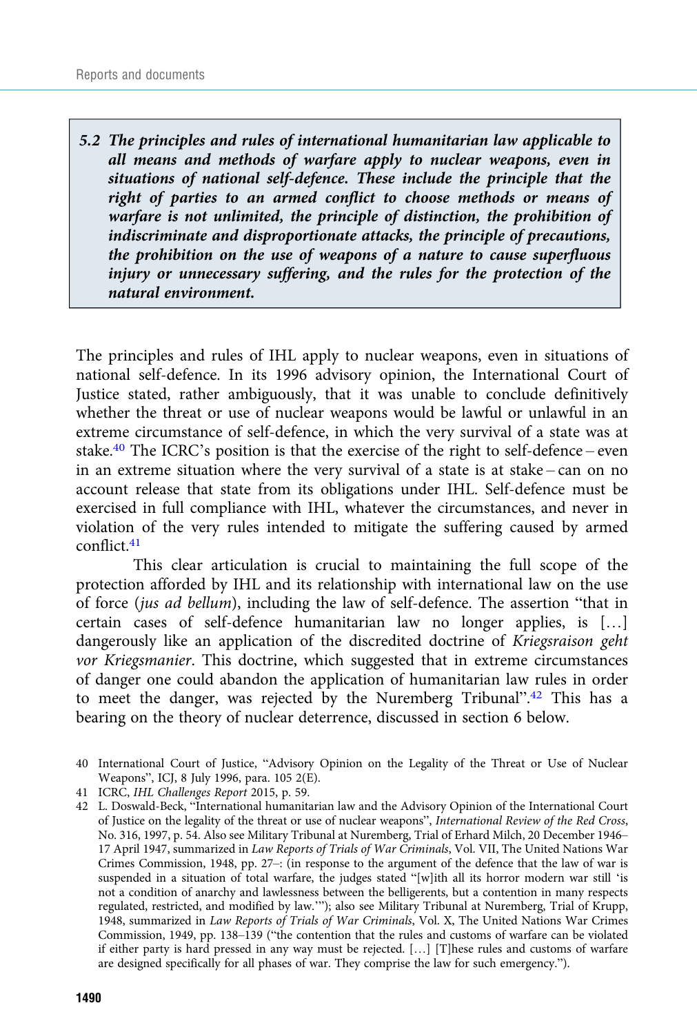> ***5.2 The principles and rules of international humanitarian law applicable to all means and methods of warfare apply to nuclear weapons, even in situations of national self-defence. These include the principle that the right of parties to an armed conflict to choose methods or means of warfare is not unlimited, the principle of distinction, the prohibition of indiscriminate and disproportionate attacks, the principle of precautions, the prohibition on the use of weapons of a nature to cause superfluous injury or unnecessary suffering, and the rules for the protection of the natural environment.***

The principles and rules of IHL apply to nuclear weapons, even in situations of national self-defence. In its 1996 advisory opinion, the International Court of Justice stated, rather ambiguously, that it was unable to conclude definitively whether the threat or use of nuclear weapons would be lawful or unlawful in an extreme circumstance of self-defence, in which the very survival of a state was at stake.[40] The ICRC's position is that the exercise of the right to self-defence – even in an extreme situation where the very survival of a state is at stake – can on no account release that state from its obligations under IHL. Self-defence must be exercised in full compliance with IHL, whatever the circumstances, and never in violation of the very rules intended to mitigate the suffering caused by armed conflict.[41]

This clear articulation is crucial to maintaining the full scope of the protection afforded by IHL and its relationship with international law on the use of force (*jus ad bellum*), including the law of self-defence. The assertion "that in certain cases of self-defence humanitarian law no longer applies, is […] dangerously like an application of the discredited doctrine of *Kriegsraison geht vor Kriegsmanier*. This doctrine, which suggested that in extreme circumstances of danger one could abandon the application of humanitarian law rules in order to meet the danger, was rejected by the Nuremberg Tribunal".[42] This has a bearing on the theory of nuclear deterrence, discussed in section 6 below.

40 International Court of Justice, "Advisory Opinion on the Legality of the Threat or Use of Nuclear Weapons", ICJ, 8 July 1996, para. 105 2(E).

41 ICRC, *IHL Challenges Report* 2015, p. 59.

42 L. Doswald-Beck, "International humanitarian law and the Advisory Opinion of the International Court of Justice on the legality of the threat or use of nuclear weapons", *International Review of the Red Cross*, No. 316, 1997, p. 54. Also see Military Tribunal at Nuremberg, Trial of Erhard Milch, 20 December 1946–17 April 1947, summarized in *Law Reports of Trials of War Criminals*, Vol. VII, The United Nations War Crimes Commission, 1948, pp. 27–: (in response to the argument of the defence that the law of war is suspended in a situation of total warfare, the judges stated "[w]ith all its horror modern war still 'is not a condition of anarchy and lawlessness between the belligerents, but a contention in many respects regulated, restricted, and modified by law.'"); also see Military Tribunal at Nuremberg, Trial of Krupp, 1948, summarized in *Law Reports of Trials of War Criminals*, Vol. X, The United Nations War Crimes Commission, 1949, pp. 138–139 ("the contention that the rules and customs of warfare can be violated if either party is hard pressed in any way must be rejected. […] [T]hese rules and customs of warfare are designed specifically for all phases of war. They comprise the law for such emergency.").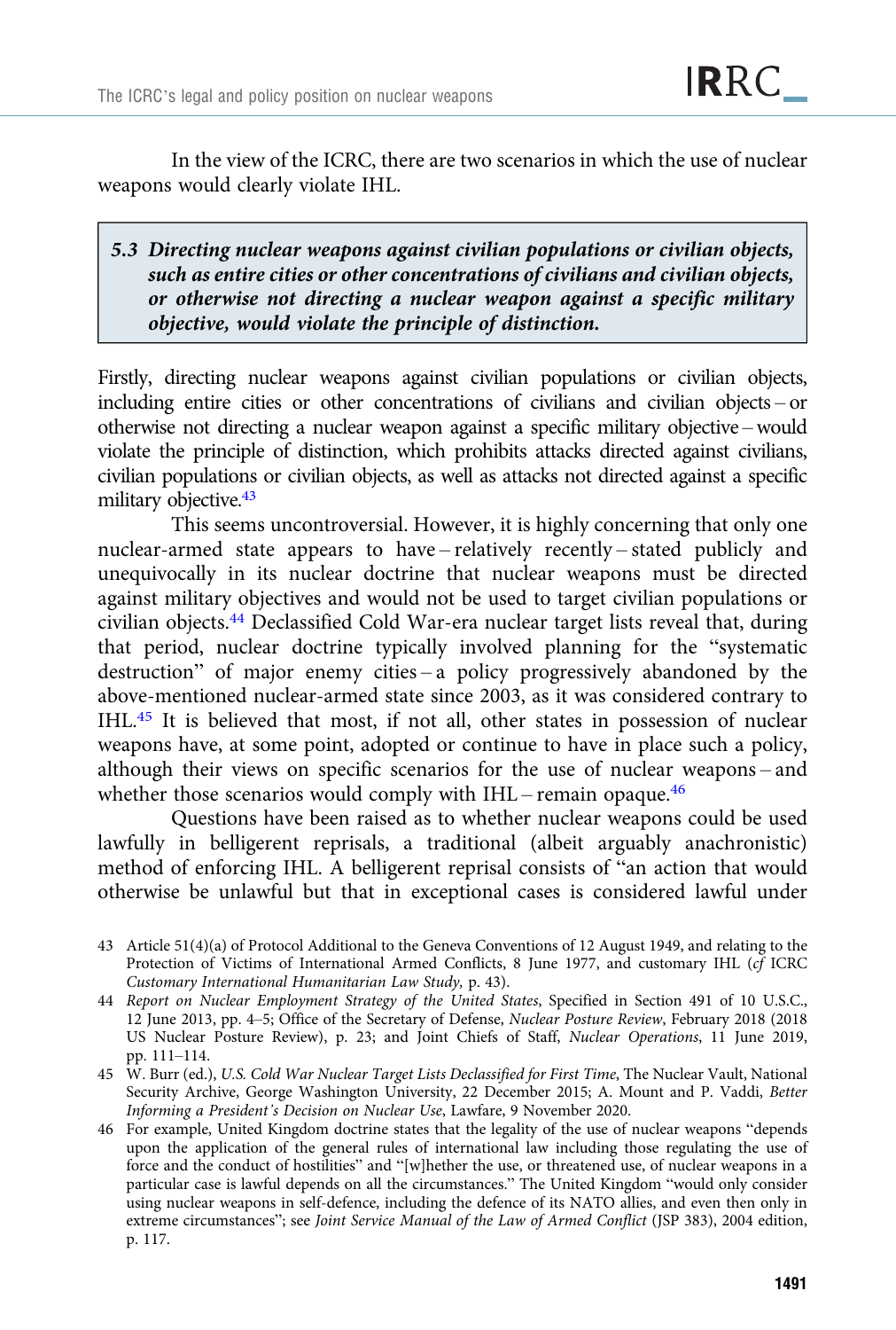In the view of the ICRC, there are two scenarios in which the use of nuclear weapons would clearly violate IHL.

> ***5.3 Directing nuclear weapons against civilian populations or civilian objects, such as entire cities or other concentrations of civilians and civilian objects, or otherwise not directing a nuclear weapon against a specific military objective, would violate the principle of distinction.***

Firstly, directing nuclear weapons against civilian populations or civilian objects, including entire cities or other concentrations of civilians and civilian objects – or otherwise not directing a nuclear weapon against a specific military objective – would violate the principle of distinction, which prohibits attacks directed against civilians, civilian populations or civilian objects, as well as attacks not directed against a specific military objective.[43]

This seems uncontroversial. However, it is highly concerning that only one nuclear-armed state appears to have – relatively recently – stated publicly and unequivocally in its nuclear doctrine that nuclear weapons must be directed against military objectives and would not be used to target civilian populations or civilian objects.[44] Declassified Cold War-era nuclear target lists reveal that, during that period, nuclear doctrine typically involved planning for the "systematic destruction" of major enemy cities – a policy progressively abandoned by the above-mentioned nuclear-armed state since 2003, as it was considered contrary to IHL.[45] It is believed that most, if not all, other states in possession of nuclear weapons have, at some point, adopted or continue to have in place such a policy, although their views on specific scenarios for the use of nuclear weapons – and whether those scenarios would comply with IHL – remain opaque.[46]

Questions have been raised as to whether nuclear weapons could be used lawfully in belligerent reprisals, a traditional (albeit arguably anachronistic) method of enforcing IHL. A belligerent reprisal consists of "an action that would otherwise be unlawful but that in exceptional cases is considered lawful under

---

43 Article 51(4)(a) of Protocol Additional to the Geneva Conventions of 12 August 1949, and relating to the Protection of Victims of International Armed Conflicts, 8 June 1977, and customary IHL (*cf* ICRC *Customary International Humanitarian Law Study,* p. 43).

44 *Report on Nuclear Employment Strategy of the United States*, Specified in Section 491 of 10 U.S.C., 12 June 2013, pp. 4–5; Office of the Secretary of Defense, *Nuclear Posture Review*, February 2018 (2018 US Nuclear Posture Review), p. 23; and Joint Chiefs of Staff, *Nuclear Operations*, 11 June 2019, pp. 111–114.

45 W. Burr (ed.), *U.S. Cold War Nuclear Target Lists Declassified for First Time*, The Nuclear Vault, National Security Archive, George Washington University, 22 December 2015; A. Mount and P. Vaddi, *Better Informing a President's Decision on Nuclear Use*, Lawfare, 9 November 2020.

46 For example, United Kingdom doctrine states that the legality of the use of nuclear weapons "depends upon the application of the general rules of international law including those regulating the use of force and the conduct of hostilities" and "[w]hether the use, or threatened use, of nuclear weapons in a particular case is lawful depends on all the circumstances." The United Kingdom "would only consider using nuclear weapons in self-defence, including the defence of its NATO allies, and even then only in extreme circumstances"; see *Joint Service Manual of the Law of Armed Conflict* (JSP 383), 2004 edition, p. 117.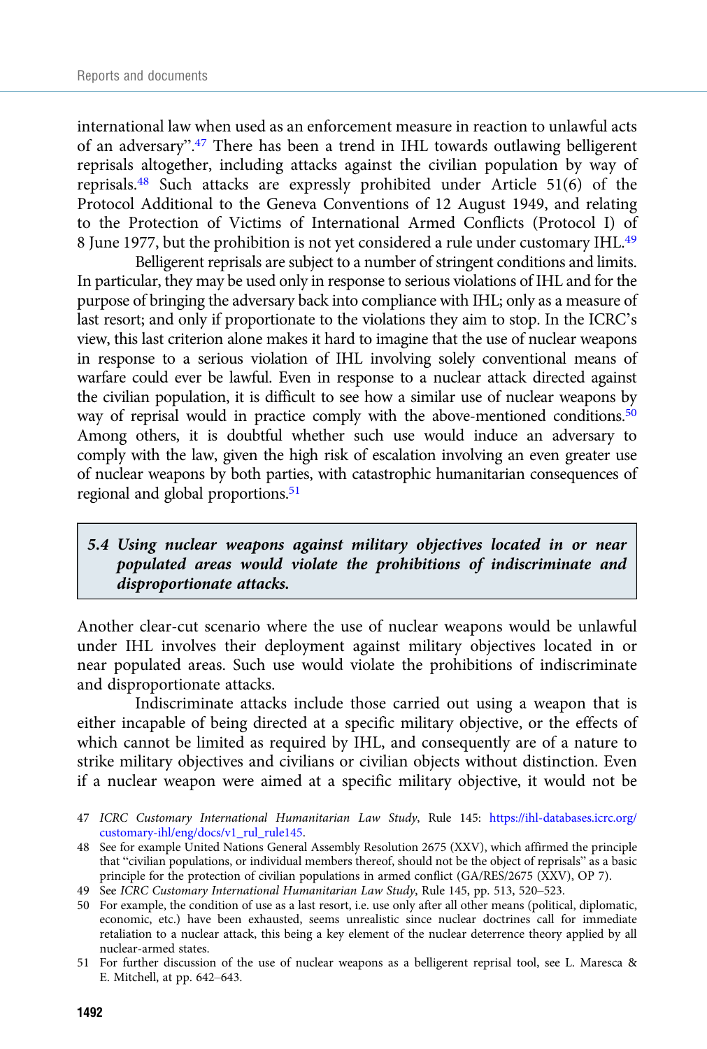international law when used as an enforcement measure in reaction to unlawful acts of an adversary".[47] There has been a trend in IHL towards outlawing belligerent reprisals altogether, including attacks against the civilian population by way of reprisals.[48] Such attacks are expressly prohibited under Article 51(6) of the Protocol Additional to the Geneva Conventions of 12 August 1949, and relating to the Protection of Victims of International Armed Conflicts (Protocol I) of 8 June 1977, but the prohibition is not yet considered a rule under customary IHL.[49]

Belligerent reprisals are subject to a number of stringent conditions and limits. In particular, they may be used only in response to serious violations of IHL and for the purpose of bringing the adversary back into compliance with IHL; only as a measure of last resort; and only if proportionate to the violations they aim to stop. In the ICRC's view, this last criterion alone makes it hard to imagine that the use of nuclear weapons in response to a serious violation of IHL involving solely conventional means of warfare could ever be lawful. Even in response to a nuclear attack directed against the civilian population, it is difficult to see how a similar use of nuclear weapons by way of reprisal would in practice comply with the above-mentioned conditions.[50] Among others, it is doubtful whether such use would induce an adversary to comply with the law, given the high risk of escalation involving an even greater use of nuclear weapons by both parties, with catastrophic humanitarian consequences of regional and global proportions.[51]

### *5.4 Using nuclear weapons against military objectives located in or near populated areas would violate the prohibitions of indiscriminate and disproportionate attacks.*

Another clear-cut scenario where the use of nuclear weapons would be unlawful under IHL involves their deployment against military objectives located in or near populated areas. Such use would violate the prohibitions of indiscriminate and disproportionate attacks.

Indiscriminate attacks include those carried out using a weapon that is either incapable of being directed at a specific military objective, or the effects of which cannot be limited as required by IHL, and consequently are of a nature to strike military objectives and civilians or civilian objects without distinction. Even if a nuclear weapon were aimed at a specific military objective, it would not be

47 *ICRC Customary International Humanitarian Law Study*, Rule 145: https://ihl-databases.icrc.org/customary-ihl/eng/docs/v1_rul_rule145.

48 See for example United Nations General Assembly Resolution 2675 (XXV), which affirmed the principle that "civilian populations, or individual members thereof, should not be the object of reprisals" as a basic principle for the protection of civilian populations in armed conflict (GA/RES/2675 (XXV), OP 7).

49 See *ICRC Customary International Humanitarian Law Study*, Rule 145, pp. 513, 520–523.

50 For example, the condition of use as a last resort, i.e. use only after all other means (political, diplomatic, economic, etc.) have been exhausted, seems unrealistic since nuclear doctrines call for immediate retaliation to a nuclear attack, this being a key element of the nuclear deterrence theory applied by all nuclear-armed states.

51 For further discussion of the use of nuclear weapons as a belligerent reprisal tool, see L. Maresca & E. Mitchell, at pp. 642–643.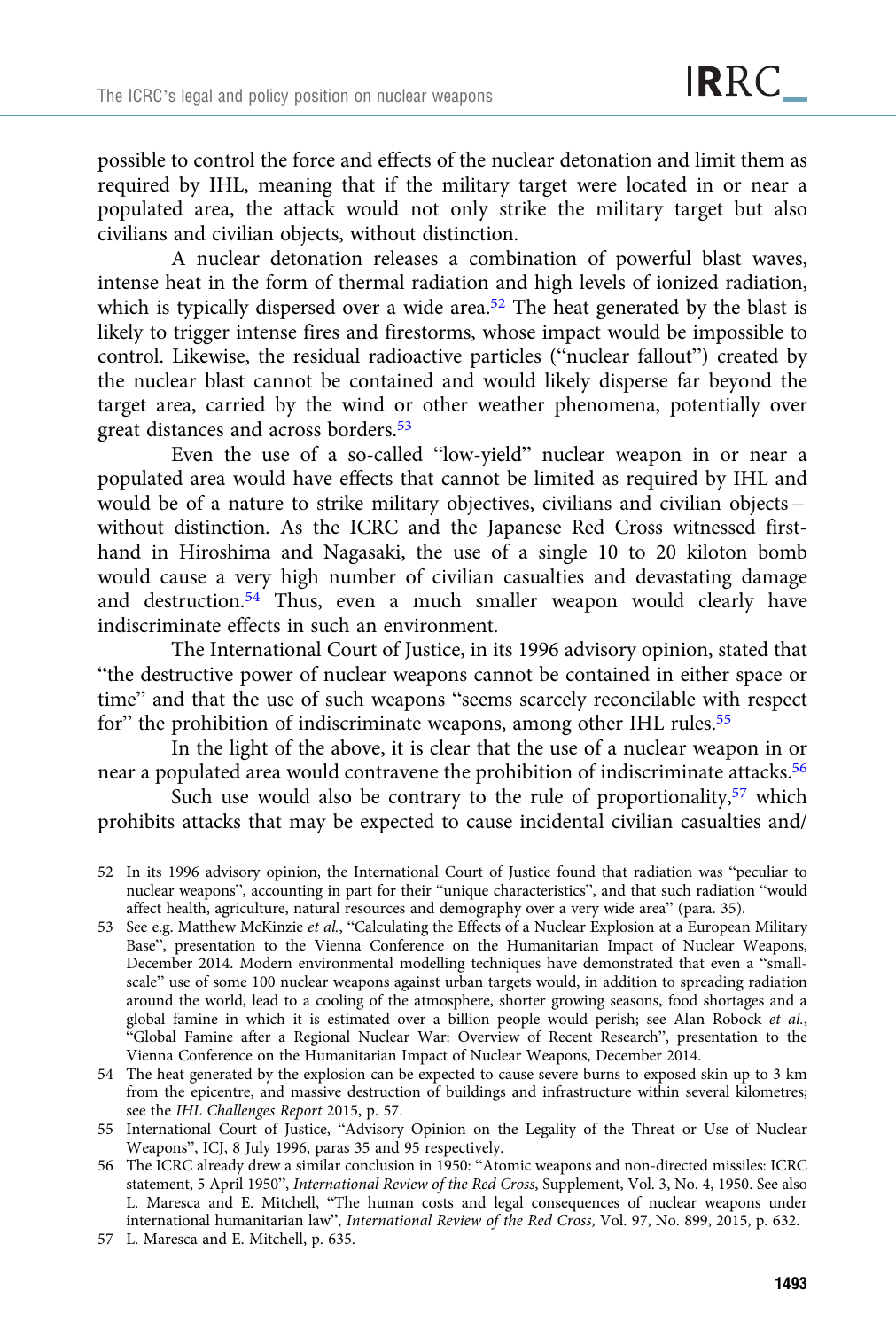possible to control the force and effects of the nuclear detonation and limit them as required by IHL, meaning that if the military target were located in or near a populated area, the attack would not only strike the military target but also civilians and civilian objects, without distinction.

A nuclear detonation releases a combination of powerful blast waves, intense heat in the form of thermal radiation and high levels of ionized radiation, which is typically dispersed over a wide area.[52] The heat generated by the blast is likely to trigger intense fires and firestorms, whose impact would be impossible to control. Likewise, the residual radioactive particles ("nuclear fallout") created by the nuclear blast cannot be contained and would likely disperse far beyond the target area, carried by the wind or other weather phenomena, potentially over great distances and across borders.[53]

Even the use of a so-called "low-yield" nuclear weapon in or near a populated area would have effects that cannot be limited as required by IHL and would be of a nature to strike military objectives, civilians and civilian objects – without distinction. As the ICRC and the Japanese Red Cross witnessed first-hand in Hiroshima and Nagasaki, the use of a single 10 to 20 kiloton bomb would cause a very high number of civilian casualties and devastating damage and destruction.[54] Thus, even a much smaller weapon would clearly have indiscriminate effects in such an environment.

The International Court of Justice, in its 1996 advisory opinion, stated that "the destructive power of nuclear weapons cannot be contained in either space or time" and that the use of such weapons "seems scarcely reconcilable with respect for" the prohibition of indiscriminate weapons, among other IHL rules.[55]

In the light of the above, it is clear that the use of a nuclear weapon in or near a populated area would contravene the prohibition of indiscriminate attacks.[56]

Such use would also be contrary to the rule of proportionality,[57] which prohibits attacks that may be expected to cause incidental civilian casualties and/

---

52 In its 1996 advisory opinion, the International Court of Justice found that radiation was "peculiar to nuclear weapons", accounting in part for their "unique characteristics", and that such radiation "would affect health, agriculture, natural resources and demography over a very wide area" (para. 35).

53 See e.g. Matthew McKinzie *et al.*, "Calculating the Effects of a Nuclear Explosion at a European Military Base", presentation to the Vienna Conference on the Humanitarian Impact of Nuclear Weapons, December 2014. Modern environmental modelling techniques have demonstrated that even a "small-scale" use of some 100 nuclear weapons against urban targets would, in addition to spreading radiation around the world, lead to a cooling of the atmosphere, shorter growing seasons, food shortages and a global famine in which it is estimated over a billion people would perish; see Alan Robock *et al.*, "Global Famine after a Regional Nuclear War: Overview of Recent Research", presentation to the Vienna Conference on the Humanitarian Impact of Nuclear Weapons, December 2014.

54 The heat generated by the explosion can be expected to cause severe burns to exposed skin up to 3 km from the epicentre, and massive destruction of buildings and infrastructure within several kilometres; see the *IHL Challenges Report* 2015, p. 57.

55 International Court of Justice, "Advisory Opinion on the Legality of the Threat or Use of Nuclear Weapons", ICJ, 8 July 1996, paras 35 and 95 respectively.

56 The ICRC already drew a similar conclusion in 1950: "Atomic weapons and non-directed missiles: ICRC statement, 5 April 1950", *International Review of the Red Cross*, Supplement, Vol. 3, No. 4, 1950. See also L. Maresca and E. Mitchell, "The human costs and legal consequences of nuclear weapons under international humanitarian law", *International Review of the Red Cross*, Vol. 97, No. 899, 2015, p. 632.

57 L. Maresca and E. Mitchell, p. 635.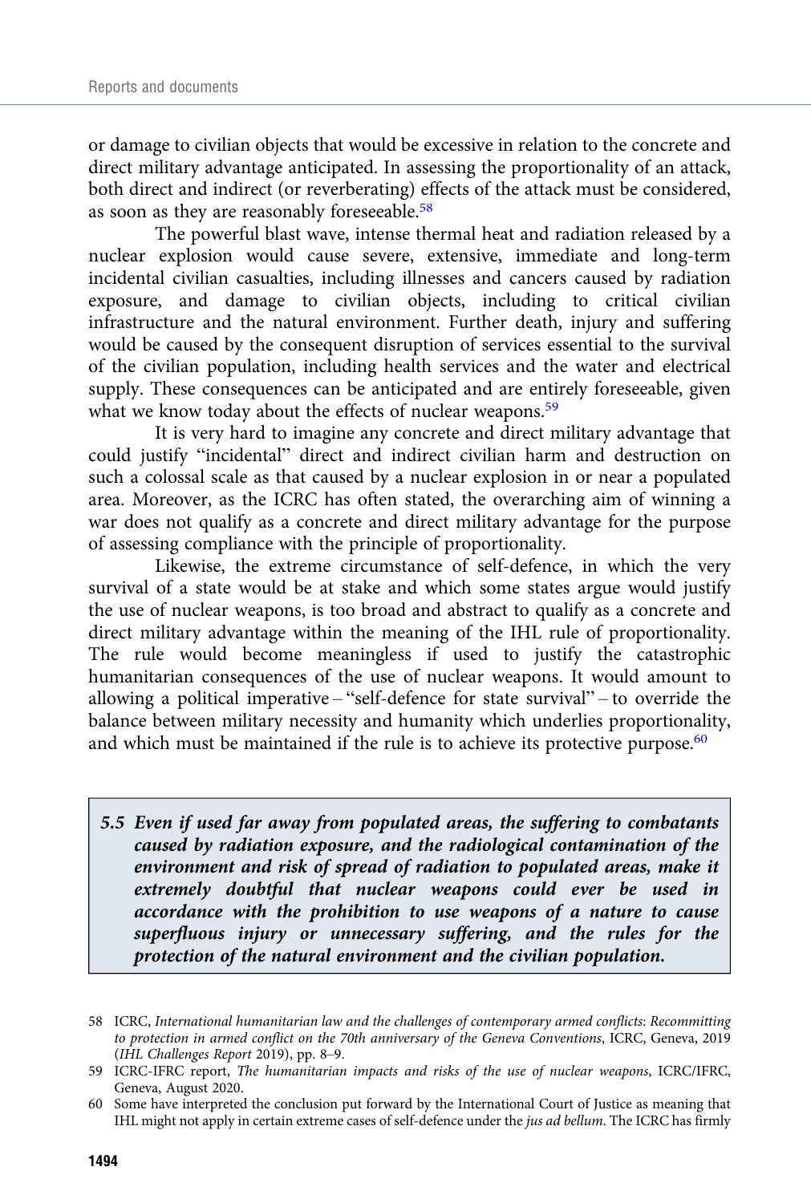or damage to civilian objects that would be excessive in relation to the concrete and direct military advantage anticipated. In assessing the proportionality of an attack, both direct and indirect (or reverberating) effects of the attack must be considered, as soon as they are reasonably foreseeable.[58]

The powerful blast wave, intense thermal heat and radiation released by a nuclear explosion would cause severe, extensive, immediate and long-term incidental civilian casualties, including illnesses and cancers caused by radiation exposure, and damage to civilian objects, including to critical civilian infrastructure and the natural environment. Further death, injury and suffering would be caused by the consequent disruption of services essential to the survival of the civilian population, including health services and the water and electrical supply. These consequences can be anticipated and are entirely foreseeable, given what we know today about the effects of nuclear weapons.[59]

It is very hard to imagine any concrete and direct military advantage that could justify "incidental" direct and indirect civilian harm and destruction on such a colossal scale as that caused by a nuclear explosion in or near a populated area. Moreover, as the ICRC has often stated, the overarching aim of winning a war does not qualify as a concrete and direct military advantage for the purpose of assessing compliance with the principle of proportionality.

Likewise, the extreme circumstance of self-defence, in which the very survival of a state would be at stake and which some states argue would justify the use of nuclear weapons, is too broad and abstract to qualify as a concrete and direct military advantage within the meaning of the IHL rule of proportionality. The rule would become meaningless if used to justify the catastrophic humanitarian consequences of the use of nuclear weapons. It would amount to allowing a political imperative – "self-defence for state survival" – to override the balance between military necessity and humanity which underlies proportionality, and which must be maintained if the rule is to achieve its protective purpose.[60]

> ***5.5 Even if used far away from populated areas, the suffering to combatants caused by radiation exposure, and the radiological contamination of the environment and risk of spread of radiation to populated areas, make it extremely doubtful that nuclear weapons could ever be used in accordance with the prohibition to use weapons of a nature to cause superfluous injury or unnecessary suffering, and the rules for the protection of the natural environment and the civilian population.***

58 ICRC, *International humanitarian law and the challenges of contemporary armed conflicts: Recommitting to protection in armed conflict on the 70th anniversary of the Geneva Conventions*, ICRC, Geneva, 2019 (*IHL Challenges Report* 2019), pp. 8–9.

59 ICRC-IFRC report, *The humanitarian impacts and risks of the use of nuclear weapons*, ICRC/IFRC, Geneva, August 2020.

60 Some have interpreted the conclusion put forward by the International Court of Justice as meaning that IHL might not apply in certain extreme cases of self-defence under the *jus ad bellum*. The ICRC has firmly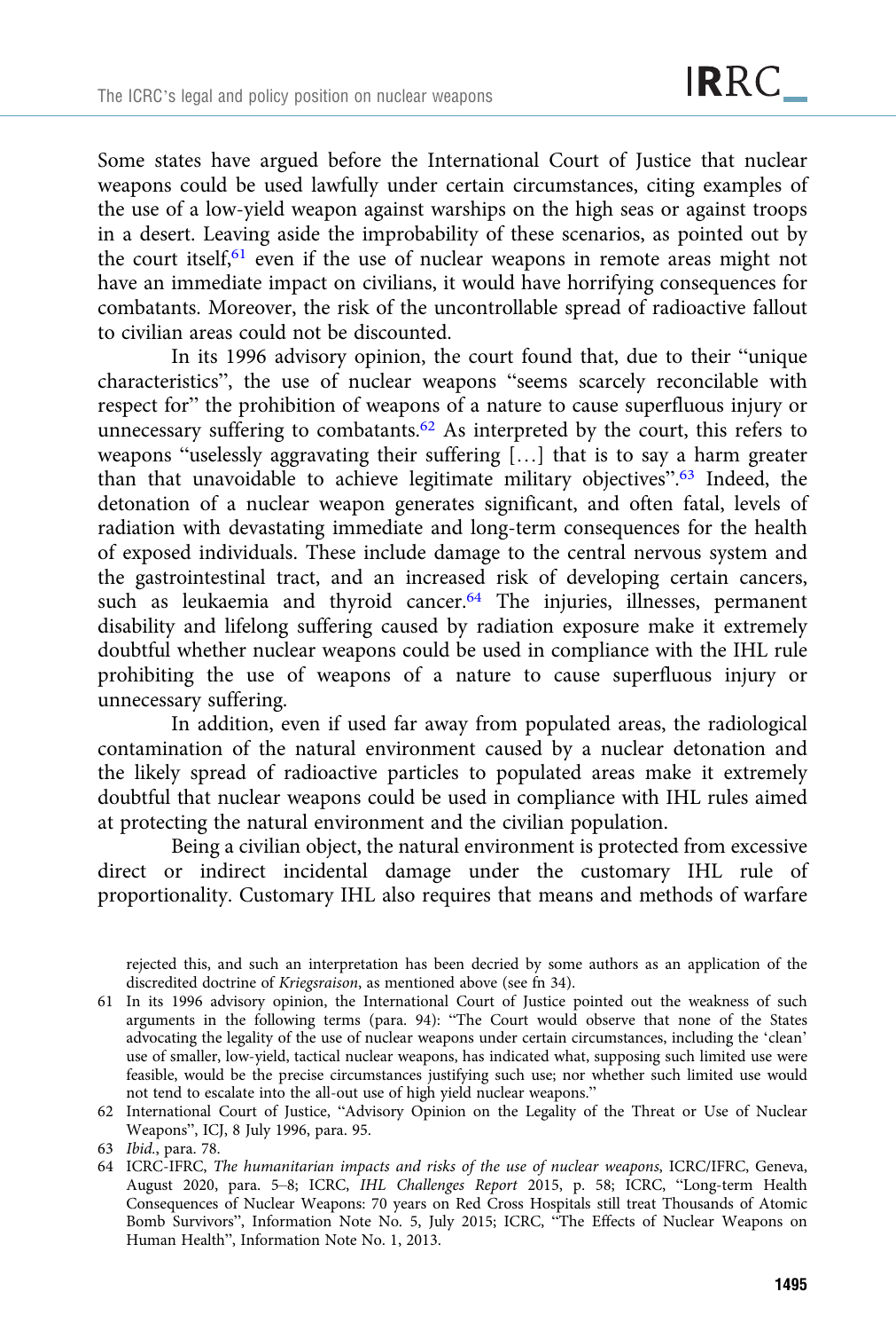Some states have argued before the International Court of Justice that nuclear weapons could be used lawfully under certain circumstances, citing examples of the use of a low-yield weapon against warships on the high seas or against troops in a desert. Leaving aside the improbability of these scenarios, as pointed out by the court itself,[61] even if the use of nuclear weapons in remote areas might not have an immediate impact on civilians, it would have horrifying consequences for combatants. Moreover, the risk of the uncontrollable spread of radioactive fallout to civilian areas could not be discounted.

In its 1996 advisory opinion, the court found that, due to their "unique characteristics", the use of nuclear weapons "seems scarcely reconcilable with respect for" the prohibition of weapons of a nature to cause superfluous injury or unnecessary suffering to combatants.[62] As interpreted by the court, this refers to weapons "uselessly aggravating their suffering […] that is to say a harm greater than that unavoidable to achieve legitimate military objectives".[63] Indeed, the detonation of a nuclear weapon generates significant, and often fatal, levels of radiation with devastating immediate and long-term consequences for the health of exposed individuals. These include damage to the central nervous system and the gastrointestinal tract, and an increased risk of developing certain cancers, such as leukaemia and thyroid cancer.[64] The injuries, illnesses, permanent disability and lifelong suffering caused by radiation exposure make it extremely doubtful whether nuclear weapons could be used in compliance with the IHL rule prohibiting the use of weapons of a nature to cause superfluous injury or unnecessary suffering.

In addition, even if used far away from populated areas, the radiological contamination of the natural environment caused by a nuclear detonation and the likely spread of radioactive particles to populated areas make it extremely doubtful that nuclear weapons could be used in compliance with IHL rules aimed at protecting the natural environment and the civilian population.

Being a civilian object, the natural environment is protected from excessive direct or indirect incidental damage under the customary IHL rule of proportionality. Customary IHL also requires that means and methods of warfare

---

rejected this, and such an interpretation has been decried by some authors as an application of the discredited doctrine of *Kriegsraison*, as mentioned above (see fn 34).

61 In its 1996 advisory opinion, the International Court of Justice pointed out the weakness of such arguments in the following terms (para. 94): "The Court would observe that none of the States advocating the legality of the use of nuclear weapons under certain circumstances, including the 'clean' use of smaller, low-yield, tactical nuclear weapons, has indicated what, supposing such limited use were feasible, would be the precise circumstances justifying such use; nor whether such limited use would not tend to escalate into the all-out use of high yield nuclear weapons."

62 International Court of Justice, "Advisory Opinion on the Legality of the Threat or Use of Nuclear Weapons", ICJ, 8 July 1996, para. 95.

63 *Ibid.*, para. 78.

64 ICRC-IFRC, *The humanitarian impacts and risks of the use of nuclear weapons*, ICRC/IFRC, Geneva, August 2020, para. 5–8; ICRC, *IHL Challenges Report* 2015, p. 58; ICRC, "Long-term Health Consequences of Nuclear Weapons: 70 years on Red Cross Hospitals still treat Thousands of Atomic Bomb Survivors", Information Note No. 5, July 2015; ICRC, "The Effects of Nuclear Weapons on Human Health", Information Note No. 1, 2013.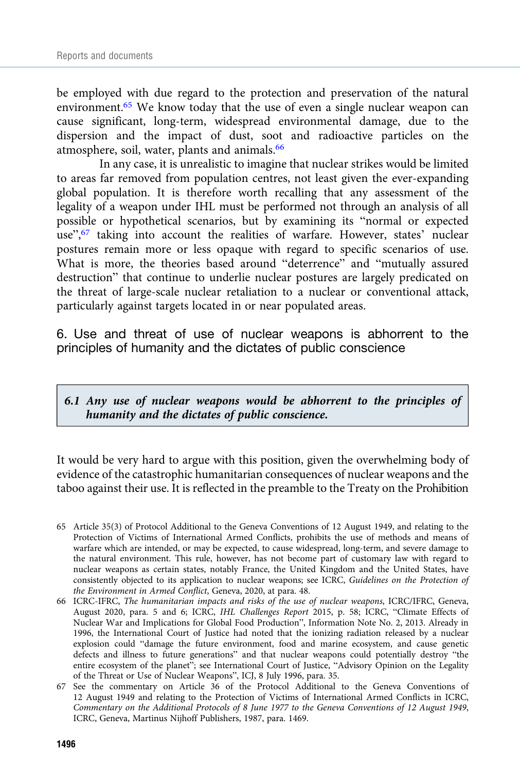be employed with due regard to the protection and preservation of the natural environment.[65] We know today that the use of even a single nuclear weapon can cause significant, long-term, widespread environmental damage, due to the dispersion and the impact of dust, soot and radioactive particles on the atmosphere, soil, water, plants and animals.[66]

In any case, it is unrealistic to imagine that nuclear strikes would be limited to areas far removed from population centres, not least given the ever-expanding global population. It is therefore worth recalling that any assessment of the legality of a weapon under IHL must be performed not through an analysis of all possible or hypothetical scenarios, but by examining its "normal or expected use",[67] taking into account the realities of warfare. However, states' nuclear postures remain more or less opaque with regard to specific scenarios of use. What is more, the theories based around "deterrence" and "mutually assured destruction" that continue to underlie nuclear postures are largely predicated on the threat of large-scale nuclear retaliation to a nuclear or conventional attack, particularly against targets located in or near populated areas.

## 6. Use and threat of use of nuclear weapons is abhorrent to the principles of humanity and the dictates of public conscience

> ***6.1 Any use of nuclear weapons would be abhorrent to the principles of humanity and the dictates of public conscience.***

It would be very hard to argue with this position, given the overwhelming body of evidence of the catastrophic humanitarian consequences of nuclear weapons and the taboo against their use. It is reflected in the preamble to the Treaty on the Prohibition

---

65 Article 35(3) of Protocol Additional to the Geneva Conventions of 12 August 1949, and relating to the Protection of Victims of International Armed Conflicts, prohibits the use of methods and means of warfare which are intended, or may be expected, to cause widespread, long-term, and severe damage to the natural environment. This rule, however, has not become part of customary law with regard to nuclear weapons as certain states, notably France, the United Kingdom and the United States, have consistently objected to its application to nuclear weapons; see ICRC, *Guidelines on the Protection of the Environment in Armed Conflict*, Geneva, 2020, at para. 48.

66 ICRC-IFRC, *The humanitarian impacts and risks of the use of nuclear weapons*, ICRC/IFRC, Geneva, August 2020, para. 5 and 6; ICRC, *IHL Challenges Report* 2015, p. 58; ICRC, "Climate Effects of Nuclear War and Implications for Global Food Production", Information Note No. 2, 2013. Already in 1996, the International Court of Justice had noted that the ionizing radiation released by a nuclear explosion could "damage the future environment, food and marine ecosystem, and cause genetic defects and illness to future generations" and that nuclear weapons could potentially destroy "the entire ecosystem of the planet"; see International Court of Justice, "Advisory Opinion on the Legality of the Threat or Use of Nuclear Weapons", ICJ, 8 July 1996, para. 35.

67 See the commentary on Article 36 of the Protocol Additional to the Geneva Conventions of 12 August 1949 and relating to the Protection of Victims of International Armed Conflicts in ICRC, *Commentary on the Additional Protocols of 8 June 1977 to the Geneva Conventions of 12 August 1949*, ICRC, Geneva, Martinus Nijhoff Publishers, 1987, para. 1469.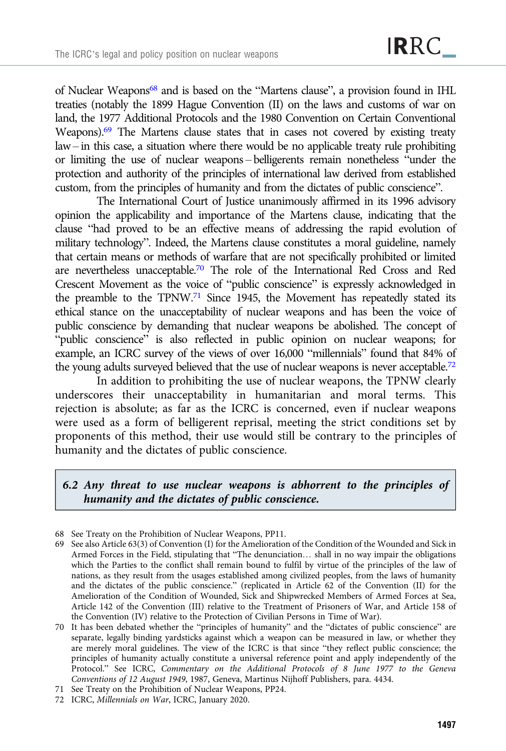of Nuclear Weapons[68] and is based on the "Martens clause", a provision found in IHL treaties (notably the 1899 Hague Convention (II) on the laws and customs of war on land, the 1977 Additional Protocols and the 1980 Convention on Certain Conventional Weapons).[69] The Martens clause states that in cases not covered by existing treaty law – in this case, a situation where there would be no applicable treaty rule prohibiting or limiting the use of nuclear weapons – belligerents remain nonetheless "under the protection and authority of the principles of international law derived from established custom, from the principles of humanity and from the dictates of public conscience".

The International Court of Justice unanimously affirmed in its 1996 advisory opinion the applicability and importance of the Martens clause, indicating that the clause "had proved to be an effective means of addressing the rapid evolution of military technology". Indeed, the Martens clause constitutes a moral guideline, namely that certain means or methods of warfare that are not specifically prohibited or limited are nevertheless unacceptable.[70] The role of the International Red Cross and Red Crescent Movement as the voice of "public conscience" is expressly acknowledged in the preamble to the TPNW.[71] Since 1945, the Movement has repeatedly stated its ethical stance on the unacceptability of nuclear weapons and has been the voice of public conscience by demanding that nuclear weapons be abolished. The concept of "public conscience" is also reflected in public opinion on nuclear weapons; for example, an ICRC survey of the views of over 16,000 "millennials" found that 84% of the young adults surveyed believed that the use of nuclear weapons is never acceptable.[72]

In addition to prohibiting the use of nuclear weapons, the TPNW clearly underscores their unacceptability in humanitarian and moral terms. This rejection is absolute; as far as the ICRC is concerned, even if nuclear weapons were used as a form of belligerent reprisal, meeting the strict conditions set by proponents of this method, their use would still be contrary to the principles of humanity and the dictates of public conscience.

### *6.2 Any threat to use nuclear weapons is abhorrent to the principles of humanity and the dictates of public conscience.*

68 See Treaty on the Prohibition of Nuclear Weapons, PP11.

69 See also Article 63(3) of Convention (I) for the Amelioration of the Condition of the Wounded and Sick in Armed Forces in the Field, stipulating that "The denunciation… shall in no way impair the obligations which the Parties to the conflict shall remain bound to fulfil by virtue of the principles of the law of nations, as they result from the usages established among civilized peoples, from the laws of humanity and the dictates of the public conscience." (replicated in Article 62 of the Convention (II) for the Amelioration of the Condition of Wounded, Sick and Shipwrecked Members of Armed Forces at Sea, Article 142 of the Convention (III) relative to the Treatment of Prisoners of War, and Article 158 of the Convention (IV) relative to the Protection of Civilian Persons in Time of War).

70 It has been debated whether the "principles of humanity" and the "dictates of public conscience" are separate, legally binding yardsticks against which a weapon can be measured in law, or whether they are merely moral guidelines. The view of the ICRC is that since "they reflect public conscience; the principles of humanity actually constitute a universal reference point and apply independently of the Protocol." See ICRC, *Commentary on the Additional Protocols of 8 June 1977 to the Geneva Conventions of 12 August 1949*, 1987, Geneva, Martinus Nijhoff Publishers, para. 4434.

71 See Treaty on the Prohibition of Nuclear Weapons, PP24.

72 ICRC, *Millennials on War*, ICRC, January 2020.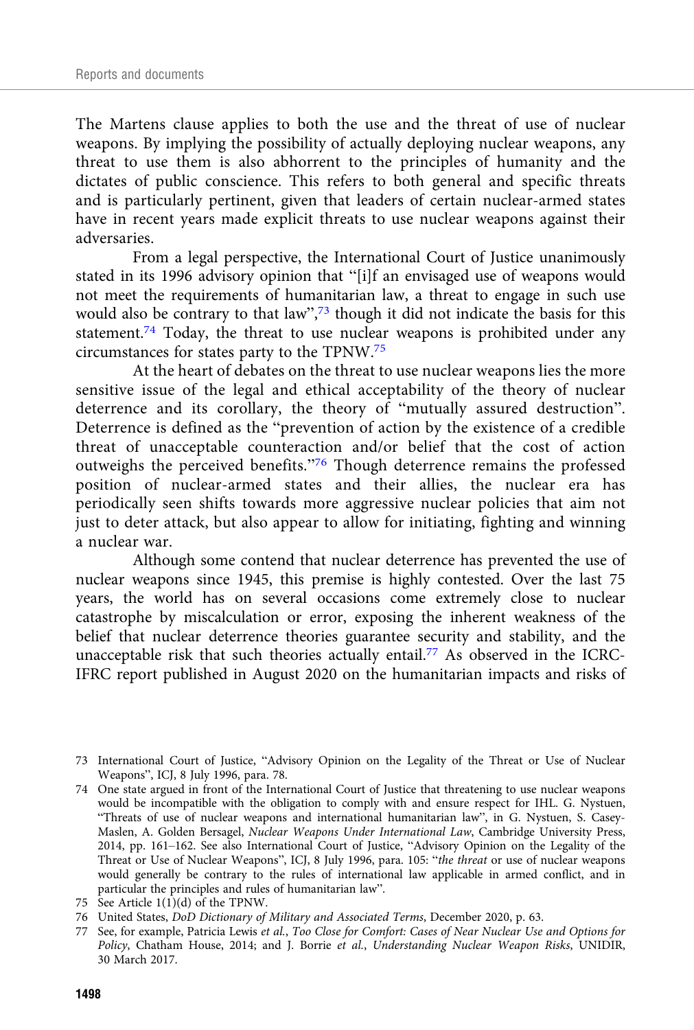The Martens clause applies to both the use and the threat of use of nuclear weapons. By implying the possibility of actually deploying nuclear weapons, any threat to use them is also abhorrent to the principles of humanity and the dictates of public conscience. This refers to both general and specific threats and is particularly pertinent, given that leaders of certain nuclear-armed states have in recent years made explicit threats to use nuclear weapons against their adversaries.

From a legal perspective, the International Court of Justice unanimously stated in its 1996 advisory opinion that "[i]f an envisaged use of weapons would not meet the requirements of humanitarian law, a threat to engage in such use would also be contrary to that law",[73] though it did not indicate the basis for this statement.[74] Today, the threat to use nuclear weapons is prohibited under any circumstances for states party to the TPNW.[75]

At the heart of debates on the threat to use nuclear weapons lies the more sensitive issue of the legal and ethical acceptability of the theory of nuclear deterrence and its corollary, the theory of "mutually assured destruction". Deterrence is defined as the "prevention of action by the existence of a credible threat of unacceptable counteraction and/or belief that the cost of action outweighs the perceived benefits."[76] Though deterrence remains the professed position of nuclear-armed states and their allies, the nuclear era has periodically seen shifts towards more aggressive nuclear policies that aim not just to deter attack, but also appear to allow for initiating, fighting and winning a nuclear war.

Although some contend that nuclear deterrence has prevented the use of nuclear weapons since 1945, this premise is highly contested. Over the last 75 years, the world has on several occasions come extremely close to nuclear catastrophe by miscalculation or error, exposing the inherent weakness of the belief that nuclear deterrence theories guarantee security and stability, and the unacceptable risk that such theories actually entail.[77] As observed in the ICRC-IFRC report published in August 2020 on the humanitarian impacts and risks of

---

73 International Court of Justice, "Advisory Opinion on the Legality of the Threat or Use of Nuclear Weapons", ICJ, 8 July 1996, para. 78.

74 One state argued in front of the International Court of Justice that threatening to use nuclear weapons would be incompatible with the obligation to comply with and ensure respect for IHL. G. Nystuen, "Threats of use of nuclear weapons and international humanitarian law", in G. Nystuen, S. Casey-Maslen, A. Golden Bersagel, *Nuclear Weapons Under International Law*, Cambridge University Press, 2014, pp. 161–162. See also International Court of Justice, "Advisory Opinion on the Legality of the Threat or Use of Nuclear Weapons", ICJ, 8 July 1996, para. 105: "*the threat* or use of nuclear weapons would generally be contrary to the rules of international law applicable in armed conflict, and in particular the principles and rules of humanitarian law".

75 See Article 1(1)(d) of the TPNW.

76 United States, *DoD Dictionary of Military and Associated Terms*, December 2020, p. 63.

77 See, for example, Patricia Lewis *et al.*, *Too Close for Comfort: Cases of Near Nuclear Use and Options for Policy*, Chatham House, 2014; and J. Borrie *et al.*, *Understanding Nuclear Weapon Risks*, UNIDIR, 30 March 2017.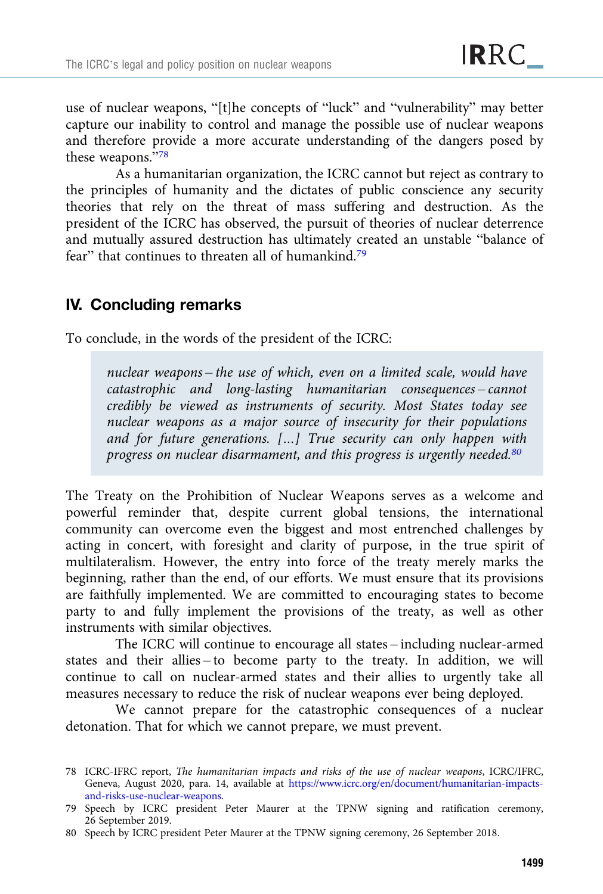use of nuclear weapons, "[t]he concepts of "luck" and "vulnerability" may better capture our inability to control and manage the possible use of nuclear weapons and therefore provide a more accurate understanding of the dangers posed by these weapons."[78]

As a humanitarian organization, the ICRC cannot but reject as contrary to the principles of humanity and the dictates of public conscience any security theories that rely on the threat of mass suffering and destruction. As the president of the ICRC has observed, the pursuit of theories of nuclear deterrence and mutually assured destruction has ultimately created an unstable "balance of fear" that continues to threaten all of humankind.[79]

## IV. Concluding remarks

To conclude, in the words of the president of the ICRC:

> *nuclear weapons – the use of which, even on a limited scale, would have catastrophic and long-lasting humanitarian consequences – cannot credibly be viewed as instruments of security. Most States today see nuclear weapons as a major source of insecurity for their populations and for future generations. […] True security can only happen with progress on nuclear disarmament, and this progress is urgently needed.*[80]

The Treaty on the Prohibition of Nuclear Weapons serves as a welcome and powerful reminder that, despite current global tensions, the international community can overcome even the biggest and most entrenched challenges by acting in concert, with foresight and clarity of purpose, in the true spirit of multilateralism. However, the entry into force of the treaty merely marks the beginning, rather than the end, of our efforts. We must ensure that its provisions are faithfully implemented. We are committed to encouraging states to become party to and fully implement the provisions of the treaty, as well as other instruments with similar objectives.

The ICRC will continue to encourage all states – including nuclear-armed states and their allies – to become party to the treaty. In addition, we will continue to call on nuclear-armed states and their allies to urgently take all measures necessary to reduce the risk of nuclear weapons ever being deployed.

We cannot prepare for the catastrophic consequences of a nuclear detonation. That for which we cannot prepare, we must prevent.

78 ICRC-IFRC report, *The humanitarian impacts and risks of the use of nuclear weapons*, ICRC/IFRC, Geneva, August 2020, para. 14, available at https://www.icrc.org/en/document/humanitarian-impacts-and-risks-use-nuclear-weapons.

79 Speech by ICRC president Peter Maurer at the TPNW signing and ratification ceremony, 26 September 2019.

80 Speech by ICRC president Peter Maurer at the TPNW signing ceremony, 26 September 2018.